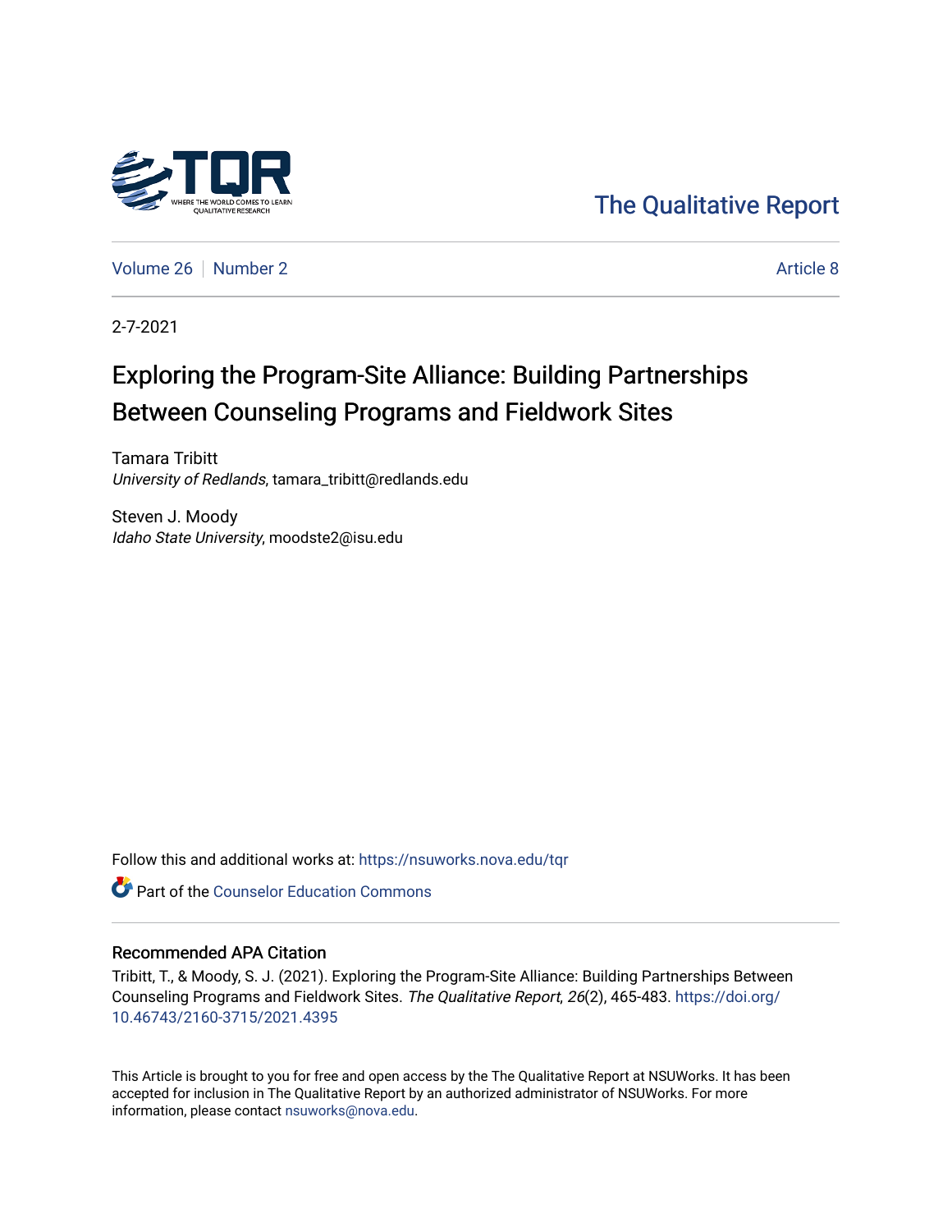The Qualitative Report

Volume 26 | Number 2 | Article 8

2-7-2021

# Exploring the Program-Site Alliance: Building Partnerships Between Counseling Programs and Fieldwork Sites

Tamara Tribitt
*University of Redlands*, tamara_tribitt@redlands.edu

Steven J. Moody
*Idaho State University*, moodste2@isu.edu

Follow this and additional works at: https://nsuworks.nova.edu/tqr

Part of the Counselor Education Commons

## Recommended APA Citation

Tribitt, T., & Moody, S. J. (2021). Exploring the Program-Site Alliance: Building Partnerships Between Counseling Programs and Fieldwork Sites. *The Qualitative Report*, *26*(2), 465-483. https://doi.org/10.46743/2160-3715/2021.4395

This Article is brought to you for free and open access by the The Qualitative Report at NSUWorks. It has been accepted for inclusion in The Qualitative Report by an authorized administrator of NSUWorks. For more information, please contact nsuworks@nova.edu.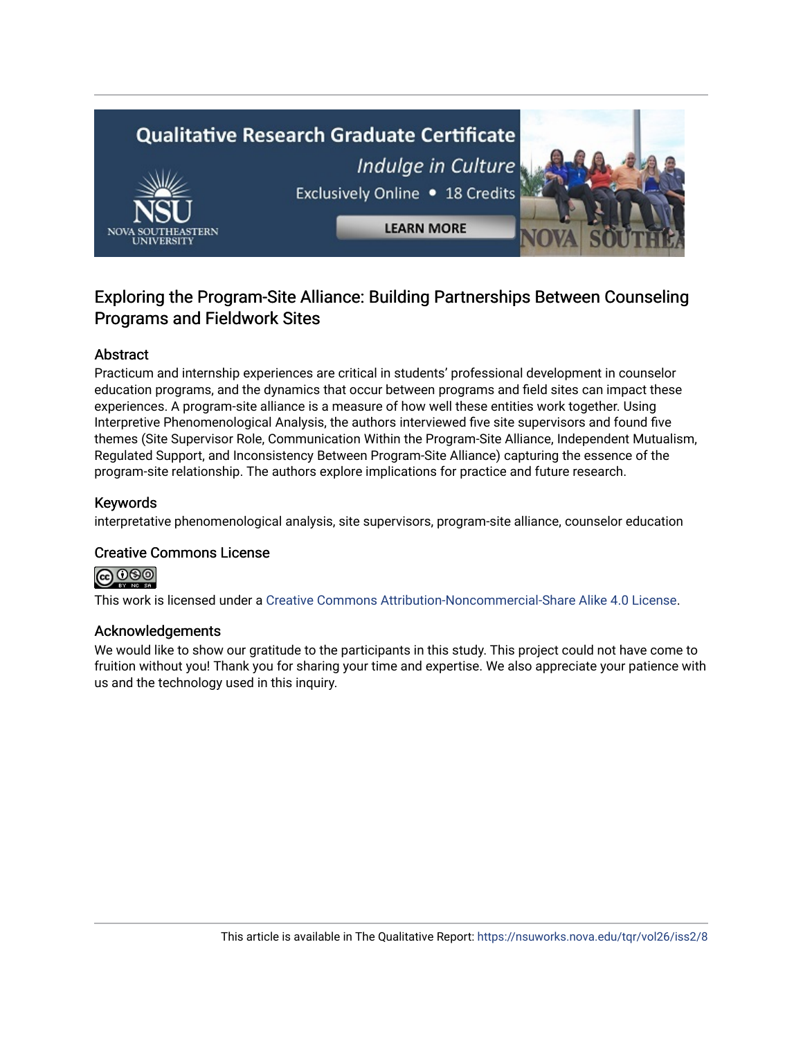## Exploring the Program-Site Alliance: Building Partnerships Between Counseling Programs and Fieldwork Sites

### Abstract

Practicum and internship experiences are critical in students' professional development in counselor education programs, and the dynamics that occur between programs and field sites can impact these experiences. A program-site alliance is a measure of how well these entities work together. Using Interpretive Phenomenological Analysis, the authors interviewed five site supervisors and found five themes (Site Supervisor Role, Communication Within the Program-Site Alliance, Independent Mutualism, Regulated Support, and Inconsistency Between Program-Site Alliance) capturing the essence of the program-site relationship. The authors explore implications for practice and future research.

### Keywords

interpretative phenomenological analysis, site supervisors, program-site alliance, counselor education

### Creative Commons License

This work is licensed under a Creative Commons Attribution-Noncommercial-Share Alike 4.0 License.

### Acknowledgements

We would like to show our gratitude to the participants in this study. This project could not have come to fruition without you! Thank you for sharing your time and expertise. We also appreciate your patience with us and the technology used in this inquiry.

This article is available in The Qualitative Report: https://nsuworks.nova.edu/tqr/vol26/iss2/8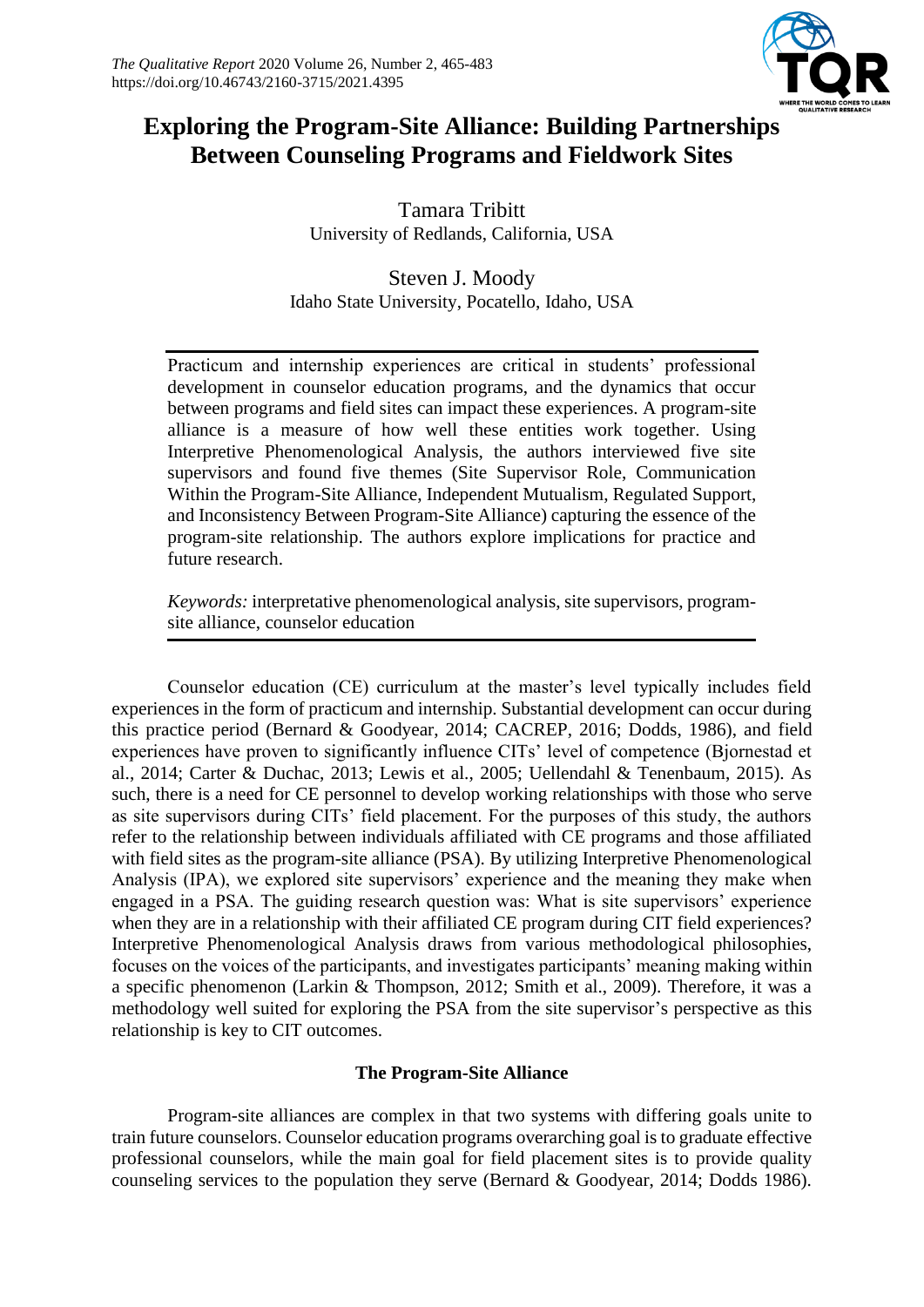# Exploring the Program-Site Alliance: Building Partnerships Between Counseling Programs and Fieldwork Sites

Tamara Tribitt
University of Redlands, California, USA

Steven J. Moody
Idaho State University, Pocatello, Idaho, USA

Practicum and internship experiences are critical in students' professional development in counselor education programs, and the dynamics that occur between programs and field sites can impact these experiences. A program-site alliance is a measure of how well these entities work together. Using Interpretive Phenomenological Analysis, the authors interviewed five site supervisors and found five themes (Site Supervisor Role, Communication Within the Program-Site Alliance, Independent Mutualism, Regulated Support, and Inconsistency Between Program-Site Alliance) capturing the essence of the program-site relationship. The authors explore implications for practice and future research.

*Keywords:* interpretative phenomenological analysis, site supervisors, program-site alliance, counselor education

Counselor education (CE) curriculum at the master's level typically includes field experiences in the form of practicum and internship. Substantial development can occur during this practice period (Bernard & Goodyear, 2014; CACREP, 2016; Dodds, 1986), and field experiences have proven to significantly influence CITs' level of competence (Bjornestad et al., 2014; Carter & Duchac, 2013; Lewis et al., 2005; Uellendahl & Tenenbaum, 2015). As such, there is a need for CE personnel to develop working relationships with those who serve as site supervisors during CITs' field placement. For the purposes of this study, the authors refer to the relationship between individuals affiliated with CE programs and those affiliated with field sites as the program-site alliance (PSA). By utilizing Interpretive Phenomenological Analysis (IPA), we explored site supervisors' experience and the meaning they make when engaged in a PSA. The guiding research question was: What is site supervisors' experience when they are in a relationship with their affiliated CE program during CIT field experiences? Interpretive Phenomenological Analysis draws from various methodological philosophies, focuses on the voices of the participants, and investigates participants' meaning making within a specific phenomenon (Larkin & Thompson, 2012; Smith et al., 2009). Therefore, it was a methodology well suited for exploring the PSA from the site supervisor's perspective as this relationship is key to CIT outcomes.

## The Program-Site Alliance

Program-site alliances are complex in that two systems with differing goals unite to train future counselors. Counselor education programs overarching goal is to graduate effective professional counselors, while the main goal for field placement sites is to provide quality counseling services to the population they serve (Bernard & Goodyear, 2014; Dodds 1986).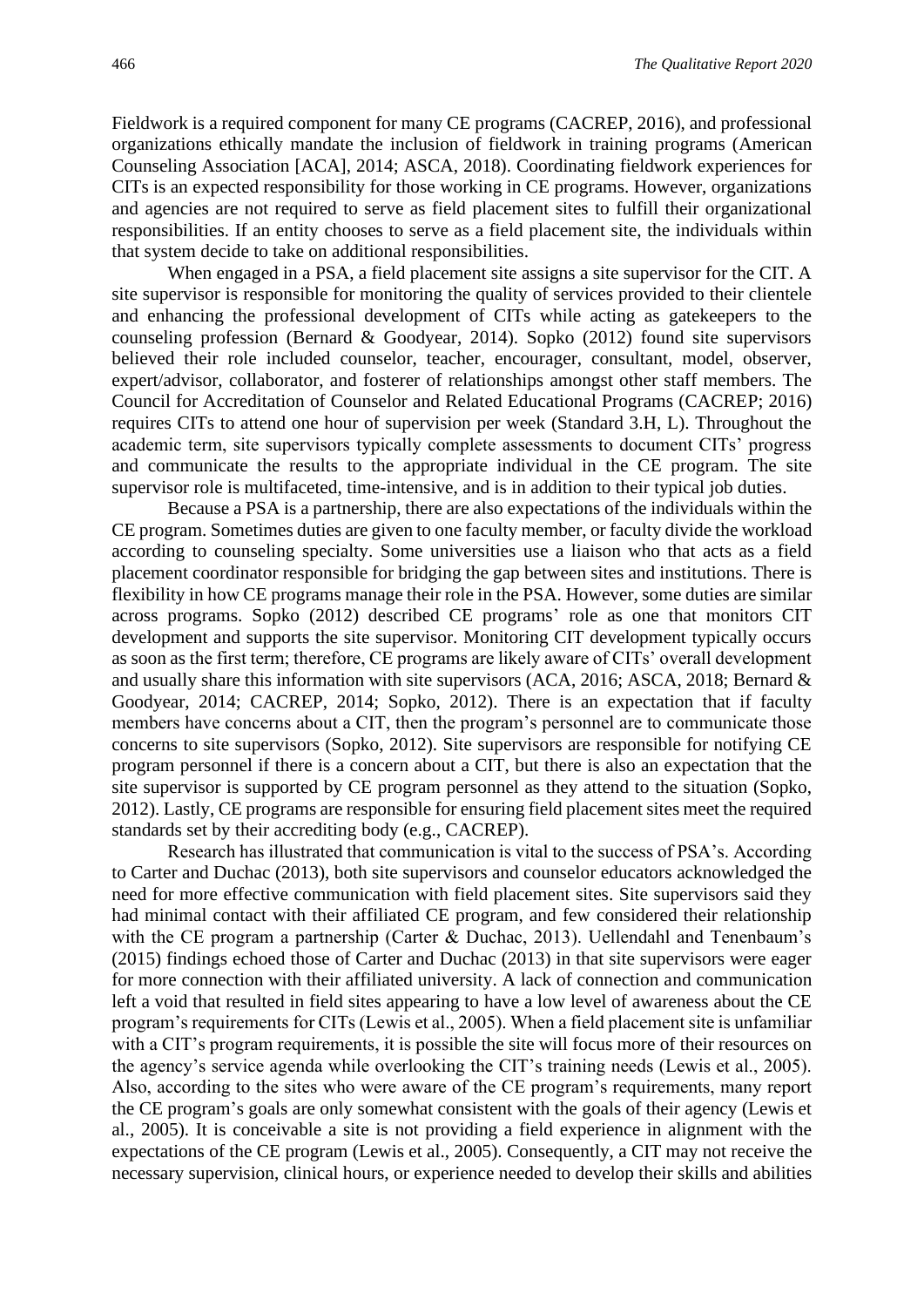Fieldwork is a required component for many CE programs (CACREP, 2016), and professional organizations ethically mandate the inclusion of fieldwork in training programs (American Counseling Association [ACA], 2014; ASCA, 2018). Coordinating fieldwork experiences for CITs is an expected responsibility for those working in CE programs. However, organizations and agencies are not required to serve as field placement sites to fulfill their organizational responsibilities. If an entity chooses to serve as a field placement site, the individuals within that system decide to take on additional responsibilities.

When engaged in a PSA, a field placement site assigns a site supervisor for the CIT. A site supervisor is responsible for monitoring the quality of services provided to their clientele and enhancing the professional development of CITs while acting as gatekeepers to the counseling profession (Bernard & Goodyear, 2014). Sopko (2012) found site supervisors believed their role included counselor, teacher, encourager, consultant, model, observer, expert/advisor, collaborator, and fosterer of relationships amongst other staff members. The Council for Accreditation of Counselor and Related Educational Programs (CACREP; 2016) requires CITs to attend one hour of supervision per week (Standard 3.H, L). Throughout the academic term, site supervisors typically complete assessments to document CITs' progress and communicate the results to the appropriate individual in the CE program. The site supervisor role is multifaceted, time-intensive, and is in addition to their typical job duties.

Because a PSA is a partnership, there are also expectations of the individuals within the CE program. Sometimes duties are given to one faculty member, or faculty divide the workload according to counseling specialty. Some universities use a liaison who that acts as a field placement coordinator responsible for bridging the gap between sites and institutions. There is flexibility in how CE programs manage their role in the PSA. However, some duties are similar across programs. Sopko (2012) described CE programs' role as one that monitors CIT development and supports the site supervisor. Monitoring CIT development typically occurs as soon as the first term; therefore, CE programs are likely aware of CITs' overall development and usually share this information with site supervisors (ACA, 2016; ASCA, 2018; Bernard & Goodyear, 2014; CACREP, 2014; Sopko, 2012). There is an expectation that if faculty members have concerns about a CIT, then the program's personnel are to communicate those concerns to site supervisors (Sopko, 2012). Site supervisors are responsible for notifying CE program personnel if there is a concern about a CIT, but there is also an expectation that the site supervisor is supported by CE program personnel as they attend to the situation (Sopko, 2012). Lastly, CE programs are responsible for ensuring field placement sites meet the required standards set by their accrediting body (e.g., CACREP).

Research has illustrated that communication is vital to the success of PSA's. According to Carter and Duchac (2013), both site supervisors and counselor educators acknowledged the need for more effective communication with field placement sites. Site supervisors said they had minimal contact with their affiliated CE program, and few considered their relationship with the CE program a partnership (Carter & Duchac, 2013). Uellendahl and Tenenbaum's (2015) findings echoed those of Carter and Duchac (2013) in that site supervisors were eager for more connection with their affiliated university. A lack of connection and communication left a void that resulted in field sites appearing to have a low level of awareness about the CE program's requirements for CITs (Lewis et al., 2005). When a field placement site is unfamiliar with a CIT's program requirements, it is possible the site will focus more of their resources on the agency's service agenda while overlooking the CIT's training needs (Lewis et al., 2005). Also, according to the sites who were aware of the CE program's requirements, many report the CE program's goals are only somewhat consistent with the goals of their agency (Lewis et al., 2005). It is conceivable a site is not providing a field experience in alignment with the expectations of the CE program (Lewis et al., 2005). Consequently, a CIT may not receive the necessary supervision, clinical hours, or experience needed to develop their skills and abilities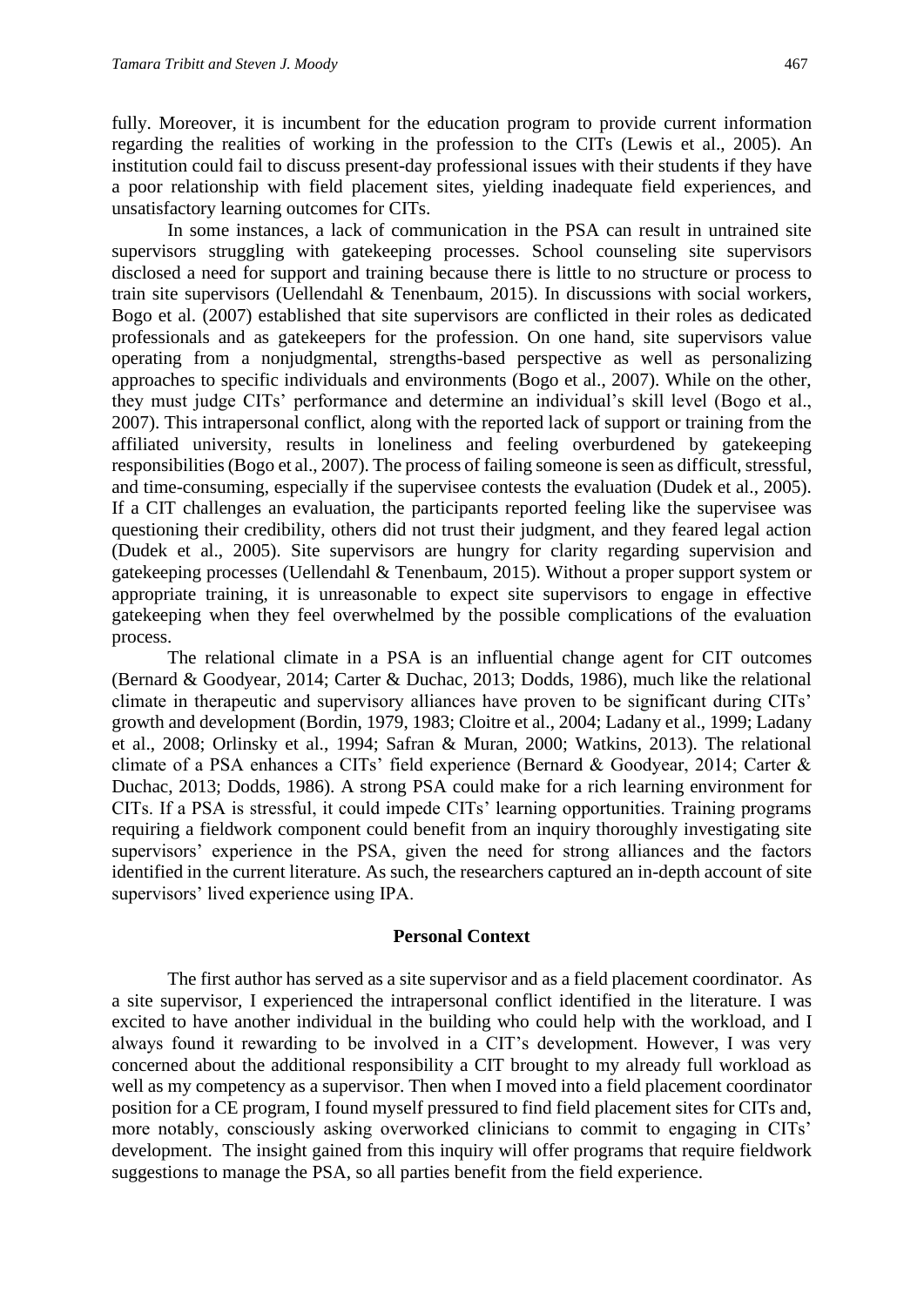fully. Moreover, it is incumbent for the education program to provide current information regarding the realities of working in the profession to the CITs (Lewis et al., 2005). An institution could fail to discuss present-day professional issues with their students if they have a poor relationship with field placement sites, yielding inadequate field experiences, and unsatisfactory learning outcomes for CITs.

In some instances, a lack of communication in the PSA can result in untrained site supervisors struggling with gatekeeping processes. School counseling site supervisors disclosed a need for support and training because there is little to no structure or process to train site supervisors (Uellendahl & Tenenbaum, 2015). In discussions with social workers, Bogo et al. (2007) established that site supervisors are conflicted in their roles as dedicated professionals and as gatekeepers for the profession. On one hand, site supervisors value operating from a nonjudgmental, strengths-based perspective as well as personalizing approaches to specific individuals and environments (Bogo et al., 2007). While on the other, they must judge CITs' performance and determine an individual's skill level (Bogo et al., 2007). This intrapersonal conflict, along with the reported lack of support or training from the affiliated university, results in loneliness and feeling overburdened by gatekeeping responsibilities (Bogo et al., 2007). The process of failing someone is seen as difficult, stressful, and time-consuming, especially if the supervisee contests the evaluation (Dudek et al., 2005). If a CIT challenges an evaluation, the participants reported feeling like the supervisee was questioning their credibility, others did not trust their judgment, and they feared legal action (Dudek et al., 2005). Site supervisors are hungry for clarity regarding supervision and gatekeeping processes (Uellendahl & Tenenbaum, 2015). Without a proper support system or appropriate training, it is unreasonable to expect site supervisors to engage in effective gatekeeping when they feel overwhelmed by the possible complications of the evaluation process.

The relational climate in a PSA is an influential change agent for CIT outcomes (Bernard & Goodyear, 2014; Carter & Duchac, 2013; Dodds, 1986), much like the relational climate in therapeutic and supervisory alliances have proven to be significant during CITs' growth and development (Bordin, 1979, 1983; Cloitre et al., 2004; Ladany et al., 1999; Ladany et al., 2008; Orlinsky et al., 1994; Safran & Muran, 2000; Watkins, 2013). The relational climate of a PSA enhances a CITs' field experience (Bernard & Goodyear, 2014; Carter & Duchac, 2013; Dodds, 1986). A strong PSA could make for a rich learning environment for CITs. If a PSA is stressful, it could impede CITs' learning opportunities. Training programs requiring a fieldwork component could benefit from an inquiry thoroughly investigating site supervisors' experience in the PSA, given the need for strong alliances and the factors identified in the current literature. As such, the researchers captured an in-depth account of site supervisors' lived experience using IPA.

## Personal Context

The first author has served as a site supervisor and as a field placement coordinator. As a site supervisor, I experienced the intrapersonal conflict identified in the literature. I was excited to have another individual in the building who could help with the workload, and I always found it rewarding to be involved in a CIT's development. However, I was very concerned about the additional responsibility a CIT brought to my already full workload as well as my competency as a supervisor. Then when I moved into a field placement coordinator position for a CE program, I found myself pressured to find field placement sites for CITs and, more notably, consciously asking overworked clinicians to commit to engaging in CITs' development. The insight gained from this inquiry will offer programs that require fieldwork suggestions to manage the PSA, so all parties benefit from the field experience.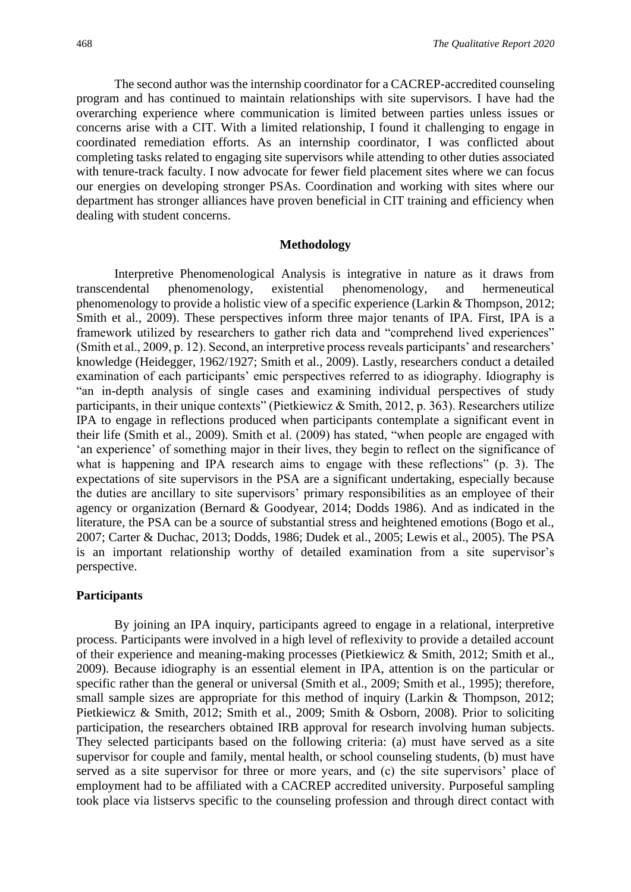The second author was the internship coordinator for a CACREP-accredited counseling program and has continued to maintain relationships with site supervisors. I have had the overarching experience where communication is limited between parties unless issues or concerns arise with a CIT. With a limited relationship, I found it challenging to engage in coordinated remediation efforts. As an internship coordinator, I was conflicted about completing tasks related to engaging site supervisors while attending to other duties associated with tenure-track faculty. I now advocate for fewer field placement sites where we can focus our energies on developing stronger PSAs. Coordination and working with sites where our department has stronger alliances have proven beneficial in CIT training and efficiency when dealing with student concerns.

## Methodology

Interpretive Phenomenological Analysis is integrative in nature as it draws from transcendental phenomenology, existential phenomenology, and hermeneutical phenomenology to provide a holistic view of a specific experience (Larkin & Thompson, 2012; Smith et al., 2009). These perspectives inform three major tenants of IPA. First, IPA is a framework utilized by researchers to gather rich data and "comprehend lived experiences" (Smith et al., 2009, p. 12). Second, an interpretive process reveals participants' and researchers' knowledge (Heidegger, 1962/1927; Smith et al., 2009). Lastly, researchers conduct a detailed examination of each participants' emic perspectives referred to as idiography. Idiography is "an in-depth analysis of single cases and examining individual perspectives of study participants, in their unique contexts" (Pietkiewicz & Smith, 2012, p. 363). Researchers utilize IPA to engage in reflections produced when participants contemplate a significant event in their life (Smith et al., 2009). Smith et al. (2009) has stated, "when people are engaged with 'an experience' of something major in their lives, they begin to reflect on the significance of what is happening and IPA research aims to engage with these reflections" (p. 3). The expectations of site supervisors in the PSA are a significant undertaking, especially because the duties are ancillary to site supervisors' primary responsibilities as an employee of their agency or organization (Bernard & Goodyear, 2014; Dodds 1986). And as indicated in the literature, the PSA can be a source of substantial stress and heightened emotions (Bogo et al., 2007; Carter & Duchac, 2013; Dodds, 1986; Dudek et al., 2005; Lewis et al., 2005). The PSA is an important relationship worthy of detailed examination from a site supervisor's perspective.

### Participants

By joining an IPA inquiry, participants agreed to engage in a relational, interpretive process. Participants were involved in a high level of reflexivity to provide a detailed account of their experience and meaning-making processes (Pietkiewicz & Smith, 2012; Smith et al., 2009). Because idiography is an essential element in IPA, attention is on the particular or specific rather than the general or universal (Smith et al., 2009; Smith et al., 1995); therefore, small sample sizes are appropriate for this method of inquiry (Larkin & Thompson, 2012; Pietkiewicz & Smith, 2012; Smith et al., 2009; Smith & Osborn, 2008). Prior to soliciting participation, the researchers obtained IRB approval for research involving human subjects. They selected participants based on the following criteria: (a) must have served as a site supervisor for couple and family, mental health, or school counseling students, (b) must have served as a site supervisor for three or more years, and (c) the site supervisors' place of employment had to be affiliated with a CACREP accredited university. Purposeful sampling took place via listservs specific to the counseling profession and through direct contact with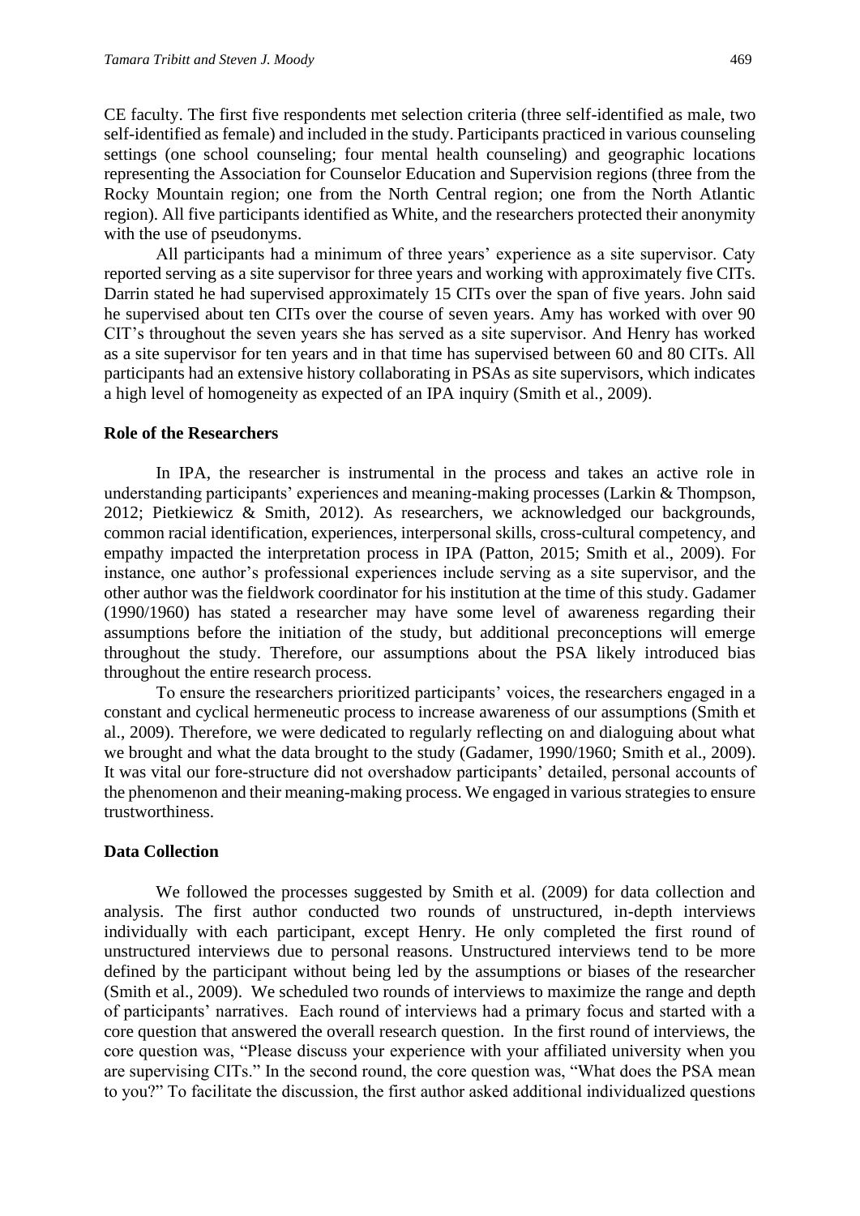CE faculty. The first five respondents met selection criteria (three self-identified as male, two self-identified as female) and included in the study. Participants practiced in various counseling settings (one school counseling; four mental health counseling) and geographic locations representing the Association for Counselor Education and Supervision regions (three from the Rocky Mountain region; one from the North Central region; one from the North Atlantic region). All five participants identified as White, and the researchers protected their anonymity with the use of pseudonyms.

All participants had a minimum of three years' experience as a site supervisor. Caty reported serving as a site supervisor for three years and working with approximately five CITs. Darrin stated he had supervised approximately 15 CITs over the span of five years. John said he supervised about ten CITs over the course of seven years. Amy has worked with over 90 CIT's throughout the seven years she has served as a site supervisor. And Henry has worked as a site supervisor for ten years and in that time has supervised between 60 and 80 CITs. All participants had an extensive history collaborating in PSAs as site supervisors, which indicates a high level of homogeneity as expected of an IPA inquiry (Smith et al., 2009).

### Role of the Researchers

In IPA, the researcher is instrumental in the process and takes an active role in understanding participants' experiences and meaning-making processes (Larkin & Thompson, 2012; Pietkiewicz & Smith, 2012). As researchers, we acknowledged our backgrounds, common racial identification, experiences, interpersonal skills, cross-cultural competency, and empathy impacted the interpretation process in IPA (Patton, 2015; Smith et al., 2009). For instance, one author's professional experiences include serving as a site supervisor, and the other author was the fieldwork coordinator for his institution at the time of this study. Gadamer (1990/1960) has stated a researcher may have some level of awareness regarding their assumptions before the initiation of the study, but additional preconceptions will emerge throughout the study. Therefore, our assumptions about the PSA likely introduced bias throughout the entire research process.

To ensure the researchers prioritized participants' voices, the researchers engaged in a constant and cyclical hermeneutic process to increase awareness of our assumptions (Smith et al., 2009). Therefore, we were dedicated to regularly reflecting on and dialoguing about what we brought and what the data brought to the study (Gadamer, 1990/1960; Smith et al., 2009). It was vital our fore-structure did not overshadow participants' detailed, personal accounts of the phenomenon and their meaning-making process. We engaged in various strategies to ensure trustworthiness.

### Data Collection

We followed the processes suggested by Smith et al. (2009) for data collection and analysis. The first author conducted two rounds of unstructured, in-depth interviews individually with each participant, except Henry. He only completed the first round of unstructured interviews due to personal reasons. Unstructured interviews tend to be more defined by the participant without being led by the assumptions or biases of the researcher (Smith et al., 2009). We scheduled two rounds of interviews to maximize the range and depth of participants' narratives. Each round of interviews had a primary focus and started with a core question that answered the overall research question. In the first round of interviews, the core question was, "Please discuss your experience with your affiliated university when you are supervising CITs." In the second round, the core question was, "What does the PSA mean to you?" To facilitate the discussion, the first author asked additional individualized questions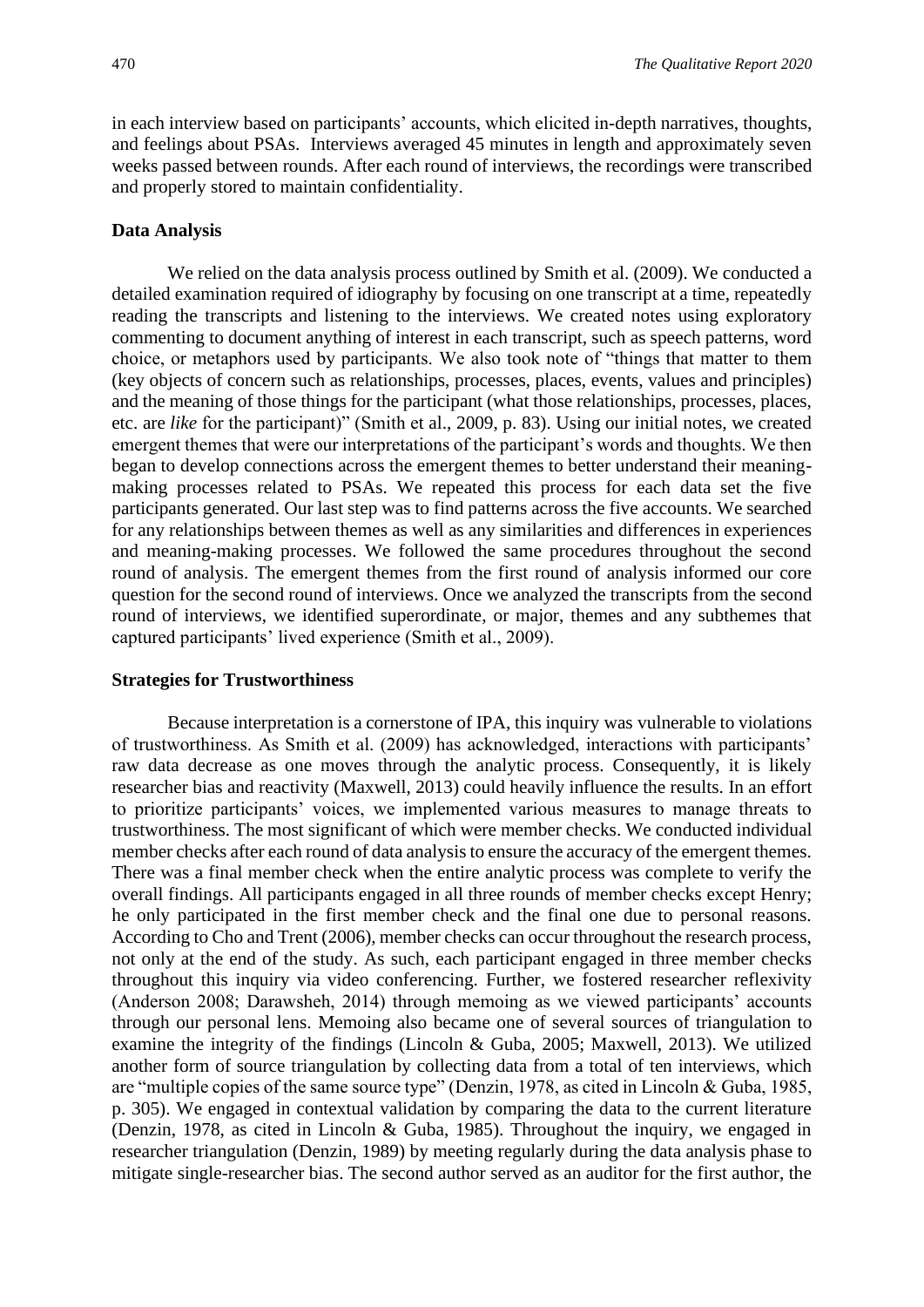in each interview based on participants' accounts, which elicited in-depth narratives, thoughts, and feelings about PSAs. Interviews averaged 45 minutes in length and approximately seven weeks passed between rounds. After each round of interviews, the recordings were transcribed and properly stored to maintain confidentiality.

### Data Analysis

We relied on the data analysis process outlined by Smith et al. (2009). We conducted a detailed examination required of idiography by focusing on one transcript at a time, repeatedly reading the transcripts and listening to the interviews. We created notes using exploratory commenting to document anything of interest in each transcript, such as speech patterns, word choice, or metaphors used by participants. We also took note of "things that matter to them (key objects of concern such as relationships, processes, places, events, values and principles) and the meaning of those things for the participant (what those relationships, processes, places, etc. are *like* for the participant)" (Smith et al., 2009, p. 83). Using our initial notes, we created emergent themes that were our interpretations of the participant's words and thoughts. We then began to develop connections across the emergent themes to better understand their meaning-making processes related to PSAs. We repeated this process for each data set the five participants generated. Our last step was to find patterns across the five accounts. We searched for any relationships between themes as well as any similarities and differences in experiences and meaning-making processes. We followed the same procedures throughout the second round of analysis. The emergent themes from the first round of analysis informed our core question for the second round of interviews. Once we analyzed the transcripts from the second round of interviews, we identified superordinate, or major, themes and any subthemes that captured participants' lived experience (Smith et al., 2009).

### Strategies for Trustworthiness

Because interpretation is a cornerstone of IPA, this inquiry was vulnerable to violations of trustworthiness. As Smith et al. (2009) has acknowledged, interactions with participants' raw data decrease as one moves through the analytic process. Consequently, it is likely researcher bias and reactivity (Maxwell, 2013) could heavily influence the results. In an effort to prioritize participants' voices, we implemented various measures to manage threats to trustworthiness. The most significant of which were member checks. We conducted individual member checks after each round of data analysis to ensure the accuracy of the emergent themes. There was a final member check when the entire analytic process was complete to verify the overall findings. All participants engaged in all three rounds of member checks except Henry; he only participated in the first member check and the final one due to personal reasons. According to Cho and Trent (2006), member checks can occur throughout the research process, not only at the end of the study. As such, each participant engaged in three member checks throughout this inquiry via video conferencing. Further, we fostered researcher reflexivity (Anderson 2008; Darawsheh, 2014) through memoing as we viewed participants' accounts through our personal lens. Memoing also became one of several sources of triangulation to examine the integrity of the findings (Lincoln & Guba, 2005; Maxwell, 2013). We utilized another form of source triangulation by collecting data from a total of ten interviews, which are "multiple copies of the same source type" (Denzin, 1978, as cited in Lincoln & Guba, 1985, p. 305). We engaged in contextual validation by comparing the data to the current literature (Denzin, 1978, as cited in Lincoln & Guba, 1985). Throughout the inquiry, we engaged in researcher triangulation (Denzin, 1989) by meeting regularly during the data analysis phase to mitigate single-researcher bias. The second author served as an auditor for the first author, the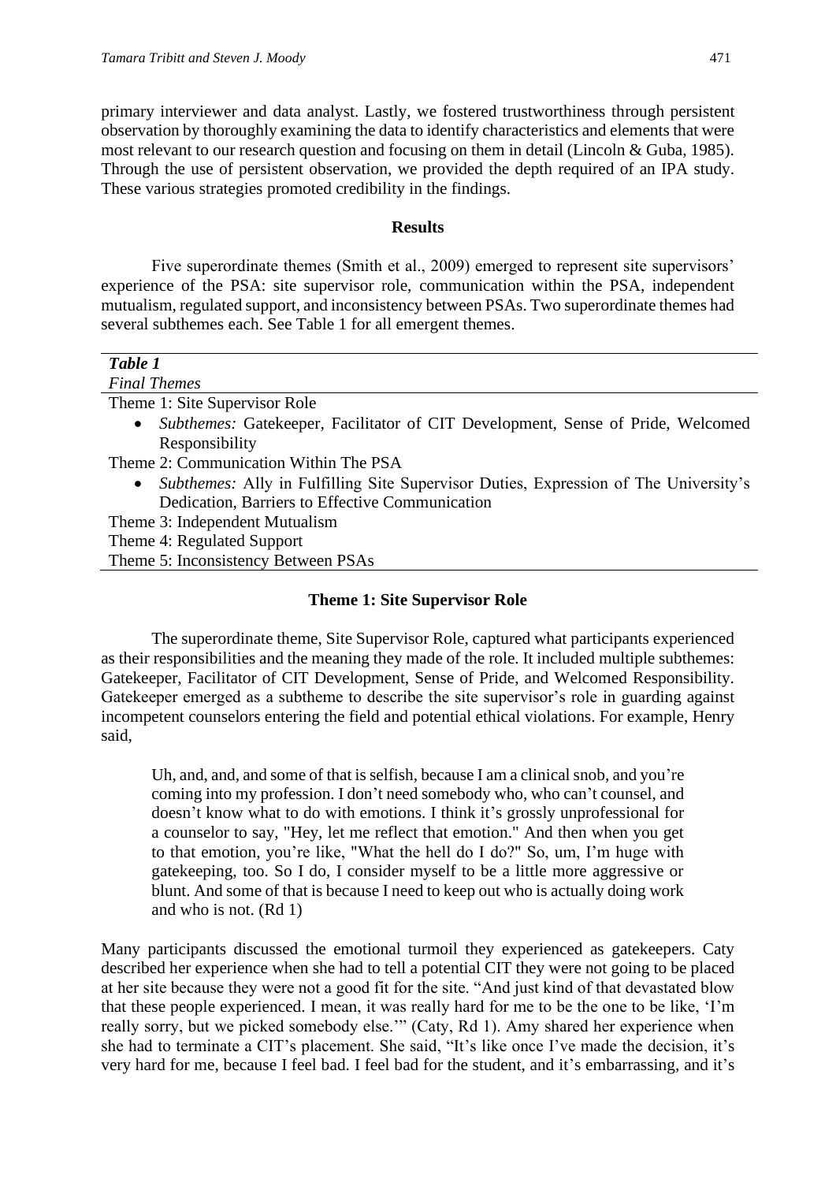primary interviewer and data analyst. Lastly, we fostered trustworthiness through persistent observation by thoroughly examining the data to identify characteristics and elements that were most relevant to our research question and focusing on them in detail (Lincoln & Guba, 1985). Through the use of persistent observation, we provided the depth required of an IPA study. These various strategies promoted credibility in the findings.

## Results

Five superordinate themes (Smith et al., 2009) emerged to represent site supervisors' experience of the PSA: site supervisor role, communication within the PSA, independent mutualism, regulated support, and inconsistency between PSAs. Two superordinate themes had several subthemes each. See Table 1 for all emergent themes.

***Table 1***
*Final Themes*

| |
|---|
| Theme 1: Site Supervisor Role |
| • *Subthemes:* Gatekeeper, Facilitator of CIT Development, Sense of Pride, Welcomed Responsibility |
| Theme 2: Communication Within The PSA |
| • *Subthemes:* Ally in Fulfilling Site Supervisor Duties, Expression of The University's Dedication, Barriers to Effective Communication |
| Theme 3: Independent Mutualism |
| Theme 4: Regulated Support |
| Theme 5: Inconsistency Between PSAs |

### Theme 1: Site Supervisor Role

The superordinate theme, Site Supervisor Role, captured what participants experienced as their responsibilities and the meaning they made of the role. It included multiple subthemes: Gatekeeper, Facilitator of CIT Development, Sense of Pride, and Welcomed Responsibility. Gatekeeper emerged as a subtheme to describe the site supervisor's role in guarding against incompetent counselors entering the field and potential ethical violations. For example, Henry said,

> Uh, and, and, and some of that is selfish, because I am a clinical snob, and you're coming into my profession. I don't need somebody who, who can't counsel, and doesn't know what to do with emotions. I think it's grossly unprofessional for a counselor to say, "Hey, let me reflect that emotion." And then when you get to that emotion, you're like, "What the hell do I do?" So, um, I'm huge with gatekeeping, too. So I do, I consider myself to be a little more aggressive or blunt. And some of that is because I need to keep out who is actually doing work and who is not. (Rd 1)

Many participants discussed the emotional turmoil they experienced as gatekeepers. Caty described her experience when she had to tell a potential CIT they were not going to be placed at her site because they were not a good fit for the site. "And just kind of that devastated blow that these people experienced. I mean, it was really hard for me to be the one to be like, 'I'm really sorry, but we picked somebody else.'" (Caty, Rd 1). Amy shared her experience when she had to terminate a CIT's placement. She said, "It's like once I've made the decision, it's very hard for me, because I feel bad. I feel bad for the student, and it's embarrassing, and it's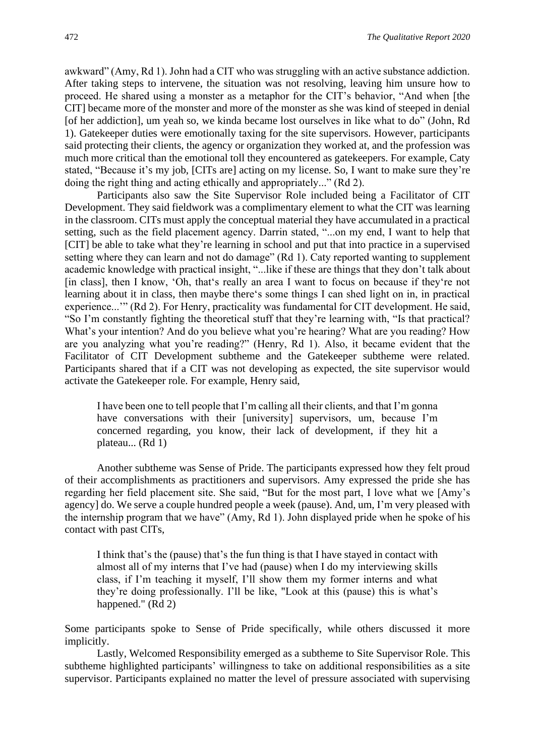awkward" (Amy, Rd 1). John had a CIT who was struggling with an active substance addiction. After taking steps to intervene, the situation was not resolving, leaving him unsure how to proceed. He shared using a monster as a metaphor for the CIT's behavior, "And when [the CIT] became more of the monster and more of the monster as she was kind of steeped in denial [of her addiction], um yeah so, we kinda became lost ourselves in like what to do" (John, Rd 1). Gatekeeper duties were emotionally taxing for the site supervisors. However, participants said protecting their clients, the agency or organization they worked at, and the profession was much more critical than the emotional toll they encountered as gatekeepers. For example, Caty stated, "Because it's my job, [CITs are] acting on my license. So, I want to make sure they're doing the right thing and acting ethically and appropriately..." (Rd 2).

Participants also saw the Site Supervisor Role included being a Facilitator of CIT Development. They said fieldwork was a complimentary element to what the CIT was learning in the classroom. CITs must apply the conceptual material they have accumulated in a practical setting, such as the field placement agency. Darrin stated, "...on my end, I want to help that [CIT] be able to take what they're learning in school and put that into practice in a supervised setting where they can learn and not do damage" (Rd 1). Caty reported wanting to supplement academic knowledge with practical insight, "...like if these are things that they don't talk about [in class], then I know, 'Oh, that's really an area I want to focus on because if they're not learning about it in class, then maybe there's some things I can shed light on in, in practical experience...'" (Rd 2). For Henry, practicality was fundamental for CIT development. He said, "So I'm constantly fighting the theoretical stuff that they're learning with, "Is that practical? What's your intention? And do you believe what you're hearing? What are you reading? How are you analyzing what you're reading?" (Henry, Rd 1). Also, it became evident that the Facilitator of CIT Development subtheme and the Gatekeeper subtheme were related. Participants shared that if a CIT was not developing as expected, the site supervisor would activate the Gatekeeper role. For example, Henry said,

> I have been one to tell people that I'm calling all their clients, and that I'm gonna have conversations with their [university] supervisors, um, because I'm concerned regarding, you know, their lack of development, if they hit a plateau... (Rd 1)

Another subtheme was Sense of Pride. The participants expressed how they felt proud of their accomplishments as practitioners and supervisors. Amy expressed the pride she has regarding her field placement site. She said, "But for the most part, I love what we [Amy's agency] do. We serve a couple hundred people a week (pause). And, um, I'm very pleased with the internship program that we have" (Amy, Rd 1). John displayed pride when he spoke of his contact with past CITs,

> I think that's the (pause) that's the fun thing is that I have stayed in contact with almost all of my interns that I've had (pause) when I do my interviewing skills class, if I'm teaching it myself, I'll show them my former interns and what they're doing professionally. I'll be like, "Look at this (pause) this is what's happened." (Rd 2)

Some participants spoke to Sense of Pride specifically, while others discussed it more implicitly.

Lastly, Welcomed Responsibility emerged as a subtheme to Site Supervisor Role. This subtheme highlighted participants' willingness to take on additional responsibilities as a site supervisor. Participants explained no matter the level of pressure associated with supervising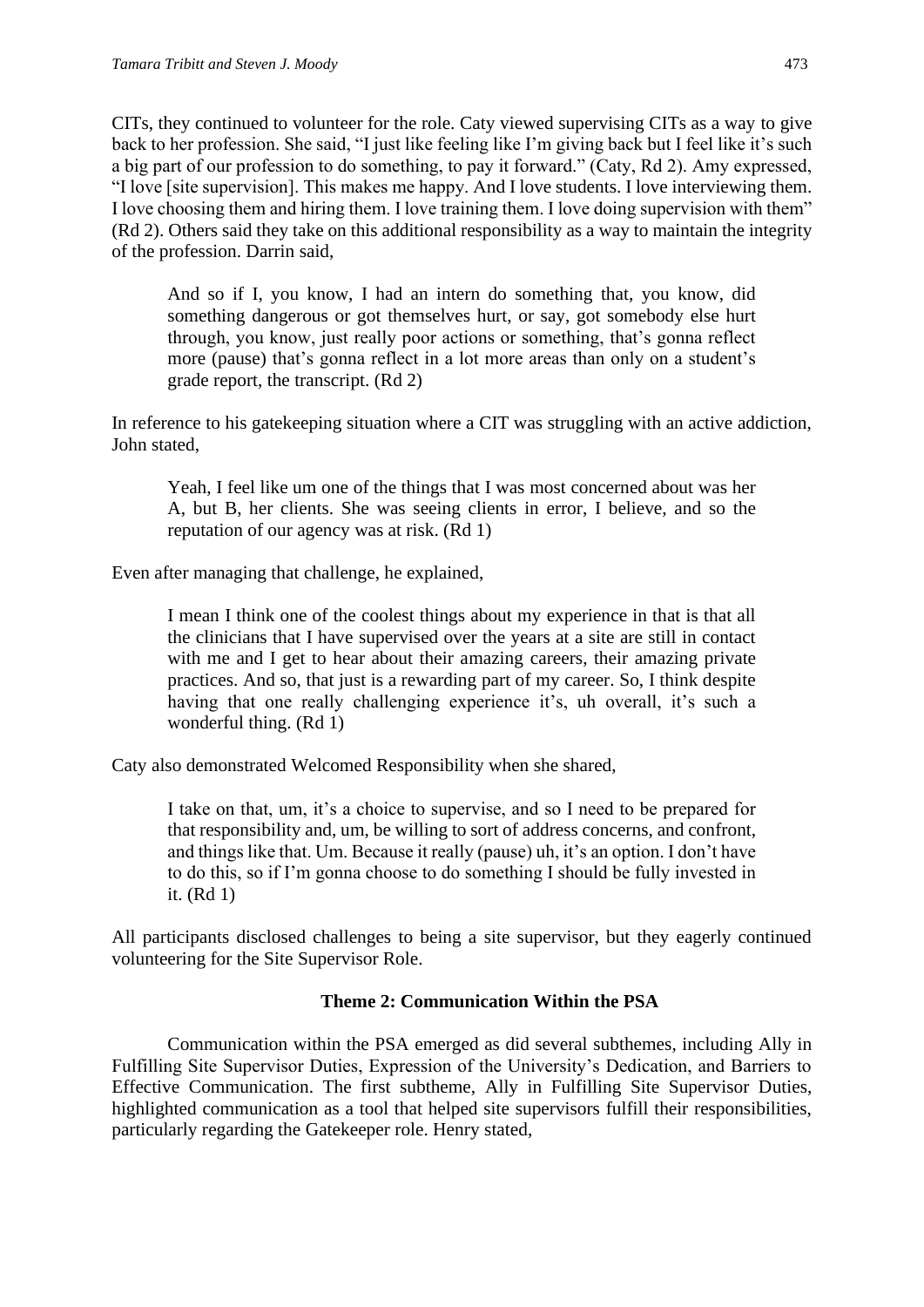CITs, they continued to volunteer for the role. Caty viewed supervising CITs as a way to give back to her profession. She said, "I just like feeling like I'm giving back but I feel like it's such a big part of our profession to do something, to pay it forward." (Caty, Rd 2). Amy expressed, "I love [site supervision]. This makes me happy. And I love students. I love interviewing them. I love choosing them and hiring them. I love training them. I love doing supervision with them" (Rd 2). Others said they take on this additional responsibility as a way to maintain the integrity of the profession. Darrin said,

> And so if I, you know, I had an intern do something that, you know, did something dangerous or got themselves hurt, or say, got somebody else hurt through, you know, just really poor actions or something, that's gonna reflect more (pause) that's gonna reflect in a lot more areas than only on a student's grade report, the transcript. (Rd 2)

In reference to his gatekeeping situation where a CIT was struggling with an active addiction, John stated,

> Yeah, I feel like um one of the things that I was most concerned about was her A, but B, her clients. She was seeing clients in error, I believe, and so the reputation of our agency was at risk. (Rd 1)

Even after managing that challenge, he explained,

> I mean I think one of the coolest things about my experience in that is that all the clinicians that I have supervised over the years at a site are still in contact with me and I get to hear about their amazing careers, their amazing private practices. And so, that just is a rewarding part of my career. So, I think despite having that one really challenging experience it's, uh overall, it's such a wonderful thing. (Rd 1)

Caty also demonstrated Welcomed Responsibility when she shared,

> I take on that, um, it's a choice to supervise, and so I need to be prepared for that responsibility and, um, be willing to sort of address concerns, and confront, and things like that. Um. Because it really (pause) uh, it's an option. I don't have to do this, so if I'm gonna choose to do something I should be fully invested in it. (Rd 1)

All participants disclosed challenges to being a site supervisor, but they eagerly continued volunteering for the Site Supervisor Role.

## Theme 2: Communication Within the PSA

Communication within the PSA emerged as did several subthemes, including Ally in Fulfilling Site Supervisor Duties, Expression of the University's Dedication, and Barriers to Effective Communication. The first subtheme, Ally in Fulfilling Site Supervisor Duties, highlighted communication as a tool that helped site supervisors fulfill their responsibilities, particularly regarding the Gatekeeper role. Henry stated,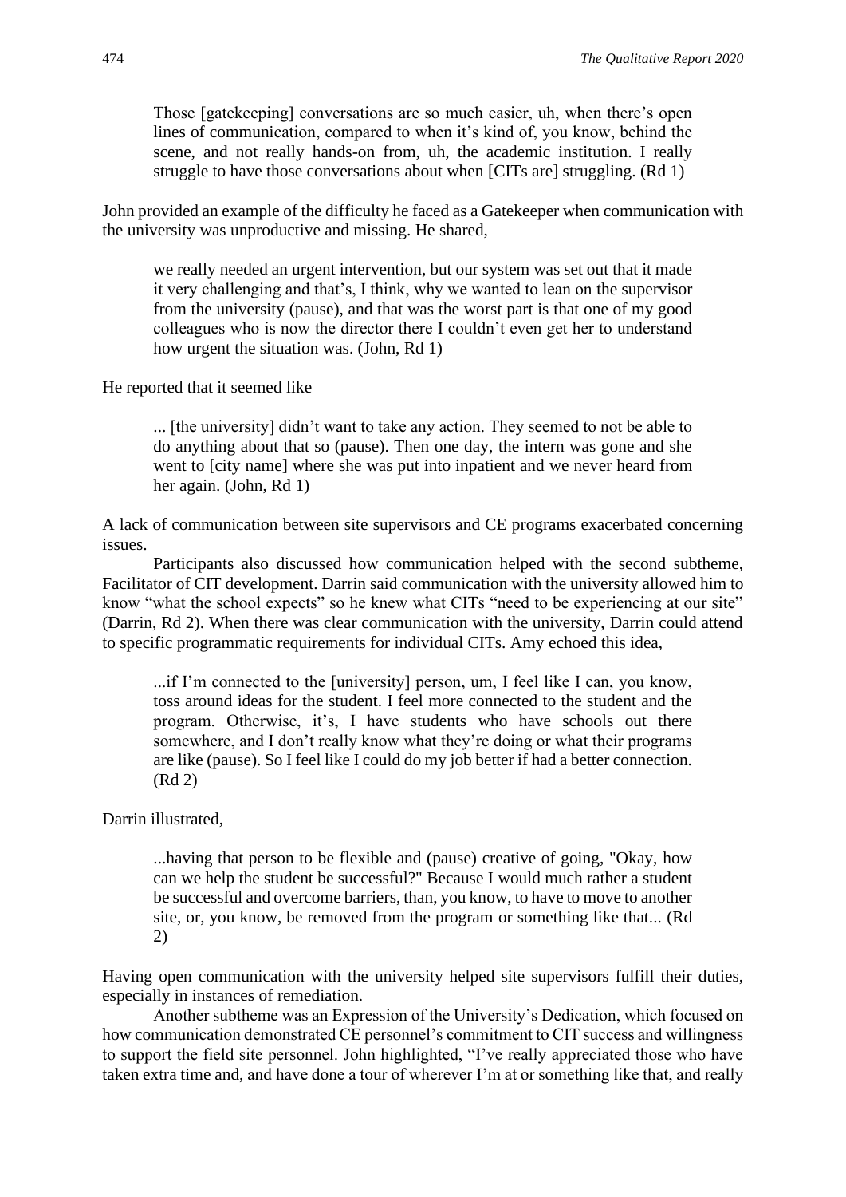> Those [gatekeeping] conversations are so much easier, uh, when there's open lines of communication, compared to when it's kind of, you know, behind the scene, and not really hands-on from, uh, the academic institution. I really struggle to have those conversations about when [CITs are] struggling. (Rd 1)

John provided an example of the difficulty he faced as a Gatekeeper when communication with the university was unproductive and missing. He shared,

> we really needed an urgent intervention, but our system was set out that it made it very challenging and that's, I think, why we wanted to lean on the supervisor from the university (pause), and that was the worst part is that one of my good colleagues who is now the director there I couldn't even get her to understand how urgent the situation was. (John, Rd 1)

He reported that it seemed like

> ... [the university] didn't want to take any action. They seemed to not be able to do anything about that so (pause). Then one day, the intern was gone and she went to [city name] where she was put into inpatient and we never heard from her again. (John, Rd 1)

A lack of communication between site supervisors and CE programs exacerbated concerning issues.

Participants also discussed how communication helped with the second subtheme, Facilitator of CIT development. Darrin said communication with the university allowed him to know "what the school expects" so he knew what CITs "need to be experiencing at our site" (Darrin, Rd 2). When there was clear communication with the university, Darrin could attend to specific programmatic requirements for individual CITs. Amy echoed this idea,

> ...if I'm connected to the [university] person, um, I feel like I can, you know, toss around ideas for the student. I feel more connected to the student and the program. Otherwise, it's, I have students who have schools out there somewhere, and I don't really know what they're doing or what their programs are like (pause). So I feel like I could do my job better if had a better connection. (Rd 2)

Darrin illustrated,

> ...having that person to be flexible and (pause) creative of going, "Okay, how can we help the student be successful?" Because I would much rather a student be successful and overcome barriers, than, you know, to have to move to another site, or, you know, be removed from the program or something like that... (Rd 2)

Having open communication with the university helped site supervisors fulfill their duties, especially in instances of remediation.

Another subtheme was an Expression of the University's Dedication, which focused on how communication demonstrated CE personnel's commitment to CIT success and willingness to support the field site personnel. John highlighted, "I've really appreciated those who have taken extra time and, and have done a tour of wherever I'm at or something like that, and really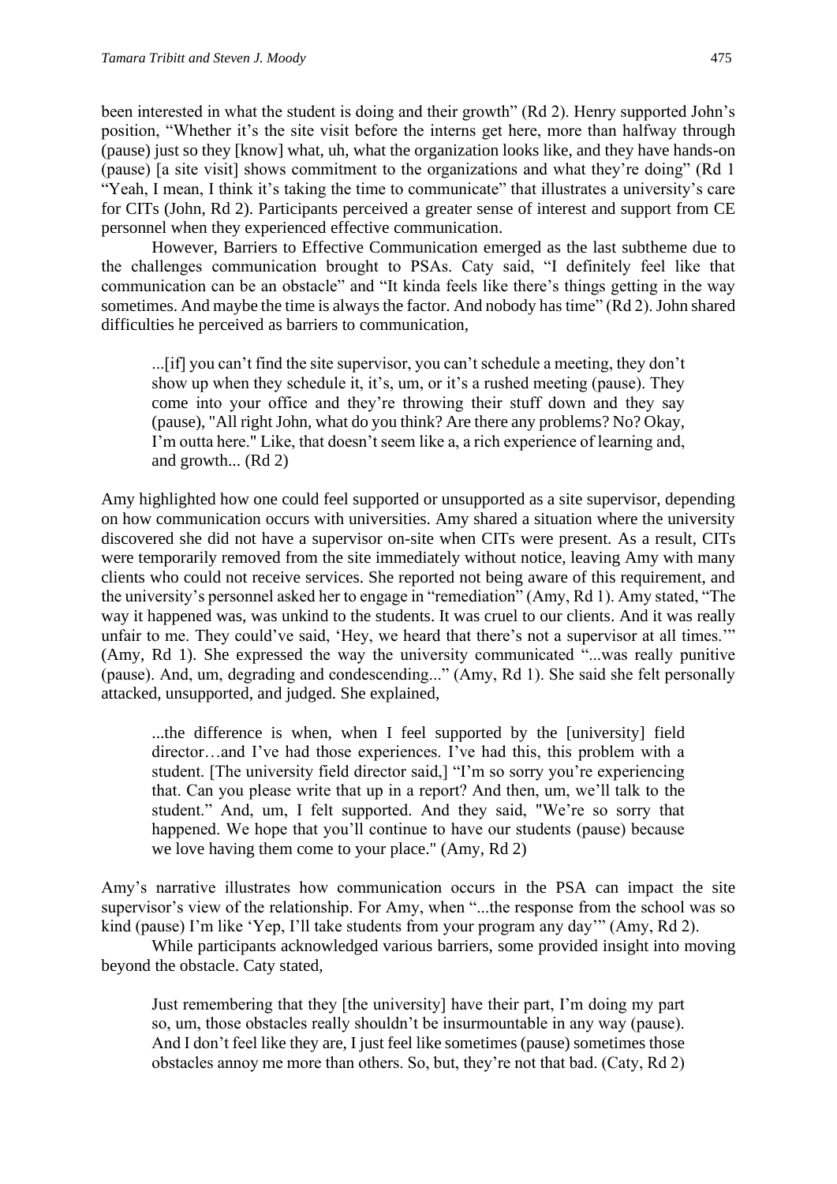been interested in what the student is doing and their growth" (Rd 2). Henry supported John's position, "Whether it's the site visit before the interns get here, more than halfway through (pause) just so they [know] what, uh, what the organization looks like, and they have hands-on (pause) [a site visit] shows commitment to the organizations and what they're doing" (Rd 1 "Yeah, I mean, I think it's taking the time to communicate" that illustrates a university's care for CITs (John, Rd 2). Participants perceived a greater sense of interest and support from CE personnel when they experienced effective communication.

However, Barriers to Effective Communication emerged as the last subtheme due to the challenges communication brought to PSAs. Caty said, "I definitely feel like that communication can be an obstacle" and "It kinda feels like there's things getting in the way sometimes. And maybe the time is always the factor. And nobody has time" (Rd 2). John shared difficulties he perceived as barriers to communication,

> ...[if] you can't find the site supervisor, you can't schedule a meeting, they don't show up when they schedule it, it's, um, or it's a rushed meeting (pause). They come into your office and they're throwing their stuff down and they say (pause), "All right John, what do you think? Are there any problems? No? Okay, I'm outta here." Like, that doesn't seem like a, a rich experience of learning and, and growth... (Rd 2)

Amy highlighted how one could feel supported or unsupported as a site supervisor, depending on how communication occurs with universities. Amy shared a situation where the university discovered she did not have a supervisor on-site when CITs were present. As a result, CITs were temporarily removed from the site immediately without notice, leaving Amy with many clients who could not receive services. She reported not being aware of this requirement, and the university's personnel asked her to engage in "remediation" (Amy, Rd 1). Amy stated, "The way it happened was, was unkind to the students. It was cruel to our clients. And it was really unfair to me. They could've said, 'Hey, we heard that there's not a supervisor at all times.'" (Amy, Rd 1). She expressed the way the university communicated "...was really punitive (pause). And, um, degrading and condescending..." (Amy, Rd 1). She said she felt personally attacked, unsupported, and judged. She explained,

> ...the difference is when, when I feel supported by the [university] field director…and I've had those experiences. I've had this, this problem with a student. [The university field director said,] "I'm so sorry you're experiencing that. Can you please write that up in a report? And then, um, we'll talk to the student." And, um, I felt supported. And they said, "We're so sorry that happened. We hope that you'll continue to have our students (pause) because we love having them come to your place." (Amy, Rd 2)

Amy's narrative illustrates how communication occurs in the PSA can impact the site supervisor's view of the relationship. For Amy, when "...the response from the school was so kind (pause) I'm like 'Yep, I'll take students from your program any day'" (Amy, Rd 2).

While participants acknowledged various barriers, some provided insight into moving beyond the obstacle. Caty stated,

> Just remembering that they [the university] have their part, I'm doing my part so, um, those obstacles really shouldn't be insurmountable in any way (pause). And I don't feel like they are, I just feel like sometimes (pause) sometimes those obstacles annoy me more than others. So, but, they're not that bad. (Caty, Rd 2)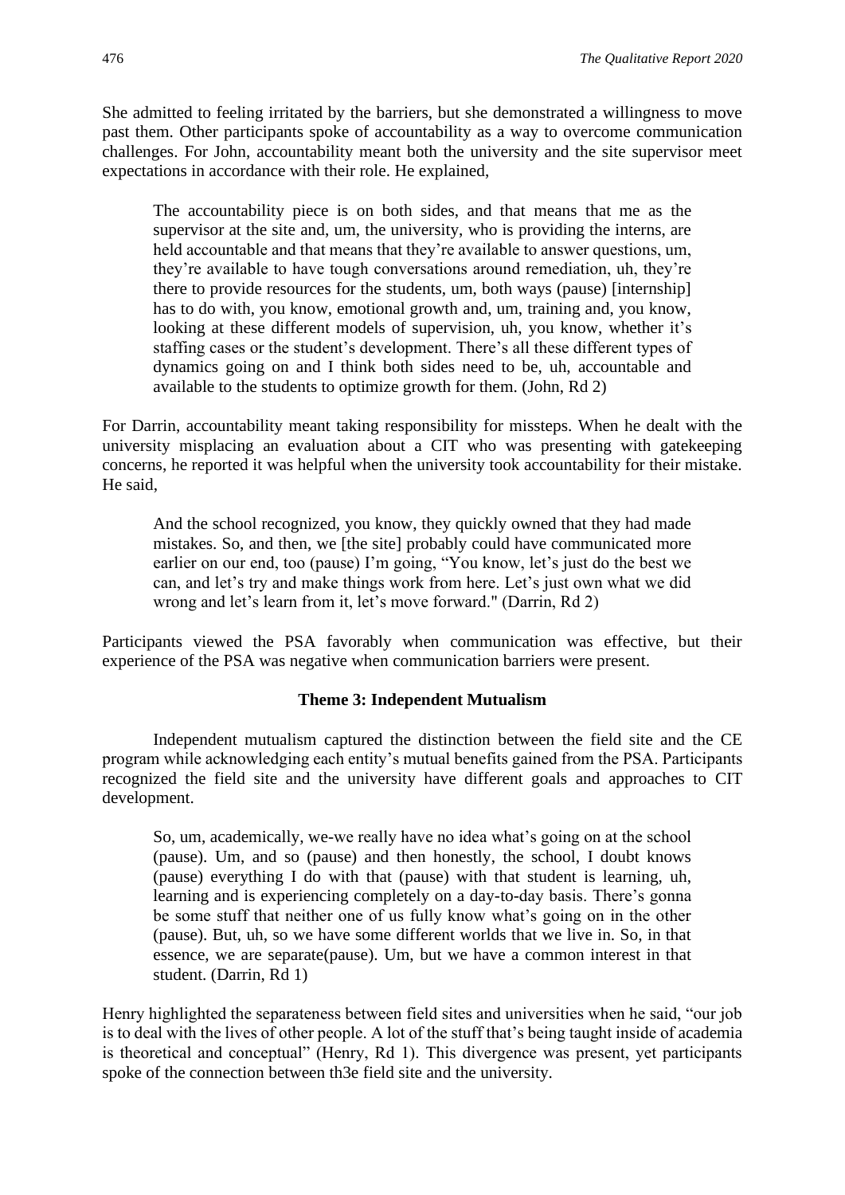She admitted to feeling irritated by the barriers, but she demonstrated a willingness to move past them. Other participants spoke of accountability as a way to overcome communication challenges. For John, accountability meant both the university and the site supervisor meet expectations in accordance with their role. He explained,

> The accountability piece is on both sides, and that means that me as the supervisor at the site and, um, the university, who is providing the interns, are held accountable and that means that they're available to answer questions, um, they're available to have tough conversations around remediation, uh, they're there to provide resources for the students, um, both ways (pause) [internship] has to do with, you know, emotional growth and, um, training and, you know, looking at these different models of supervision, uh, you know, whether it's staffing cases or the student's development. There's all these different types of dynamics going on and I think both sides need to be, uh, accountable and available to the students to optimize growth for them. (John, Rd 2)

For Darrin, accountability meant taking responsibility for missteps. When he dealt with the university misplacing an evaluation about a CIT who was presenting with gatekeeping concerns, he reported it was helpful when the university took accountability for their mistake. He said,

> And the school recognized, you know, they quickly owned that they had made mistakes. So, and then, we [the site] probably could have communicated more earlier on our end, too (pause) I'm going, "You know, let's just do the best we can, and let's try and make things work from here. Let's just own what we did wrong and let's learn from it, let's move forward." (Darrin, Rd 2)

Participants viewed the PSA favorably when communication was effective, but their experience of the PSA was negative when communication barriers were present.

### Theme 3: Independent Mutualism

Independent mutualism captured the distinction between the field site and the CE program while acknowledging each entity's mutual benefits gained from the PSA. Participants recognized the field site and the university have different goals and approaches to CIT development.

> So, um, academically, we-we really have no idea what's going on at the school (pause). Um, and so (pause) and then honestly, the school, I doubt knows (pause) everything I do with that (pause) with that student is learning, uh, learning and is experiencing completely on a day-to-day basis. There's gonna be some stuff that neither one of us fully know what's going on in the other (pause). But, uh, so we have some different worlds that we live in. So, in that essence, we are separate(pause). Um, but we have a common interest in that student. (Darrin, Rd 1)

Henry highlighted the separateness between field sites and universities when he said, "our job is to deal with the lives of other people. A lot of the stuff that's being taught inside of academia is theoretical and conceptual" (Henry, Rd 1). This divergence was present, yet participants spoke of the connection between th3e field site and the university.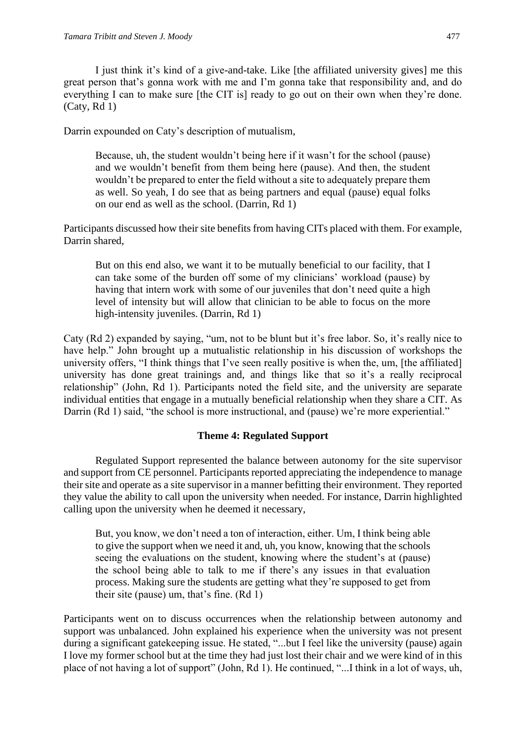> I just think it's kind of a give-and-take. Like [the affiliated university gives] me this great person that's gonna work with me and I'm gonna take that responsibility and, and do everything I can to make sure [the CIT is] ready to go out on their own when they're done. (Caty, Rd 1)

Darrin expounded on Caty's description of mutualism,

> Because, uh, the student wouldn't being here if it wasn't for the school (pause) and we wouldn't benefit from them being here (pause). And then, the student wouldn't be prepared to enter the field without a site to adequately prepare them as well. So yeah, I do see that as being partners and equal (pause) equal folks on our end as well as the school. (Darrin, Rd 1)

Participants discussed how their site benefits from having CITs placed with them. For example, Darrin shared,

> But on this end also, we want it to be mutually beneficial to our facility, that I can take some of the burden off some of my clinicians' workload (pause) by having that intern work with some of our juveniles that don't need quite a high level of intensity but will allow that clinician to be able to focus on the more high-intensity juveniles. (Darrin, Rd 1)

Caty (Rd 2) expanded by saying, "um, not to be blunt but it's free labor. So, it's really nice to have help." John brought up a mutualistic relationship in his discussion of workshops the university offers, "I think things that I've seen really positive is when the, um, [the affiliated] university has done great trainings and, and things like that so it's a really reciprocal relationship" (John, Rd 1). Participants noted the field site, and the university are separate individual entities that engage in a mutually beneficial relationship when they share a CIT. As Darrin (Rd 1) said, "the school is more instructional, and (pause) we're more experiential."

### Theme 4: Regulated Support

Regulated Support represented the balance between autonomy for the site supervisor and support from CE personnel. Participants reported appreciating the independence to manage their site and operate as a site supervisor in a manner befitting their environment. They reported they value the ability to call upon the university when needed. For instance, Darrin highlighted calling upon the university when he deemed it necessary,

> But, you know, we don't need a ton of interaction, either. Um, I think being able to give the support when we need it and, uh, you know, knowing that the schools seeing the evaluations on the student, knowing where the student's at (pause) the school being able to talk to me if there's any issues in that evaluation process. Making sure the students are getting what they're supposed to get from their site (pause) um, that's fine. (Rd 1)

Participants went on to discuss occurrences when the relationship between autonomy and support was unbalanced. John explained his experience when the university was not present during a significant gatekeeping issue. He stated, "...but I feel like the university (pause) again I love my former school but at the time they had just lost their chair and we were kind of in this place of not having a lot of support" (John, Rd 1). He continued, "...I think in a lot of ways, uh,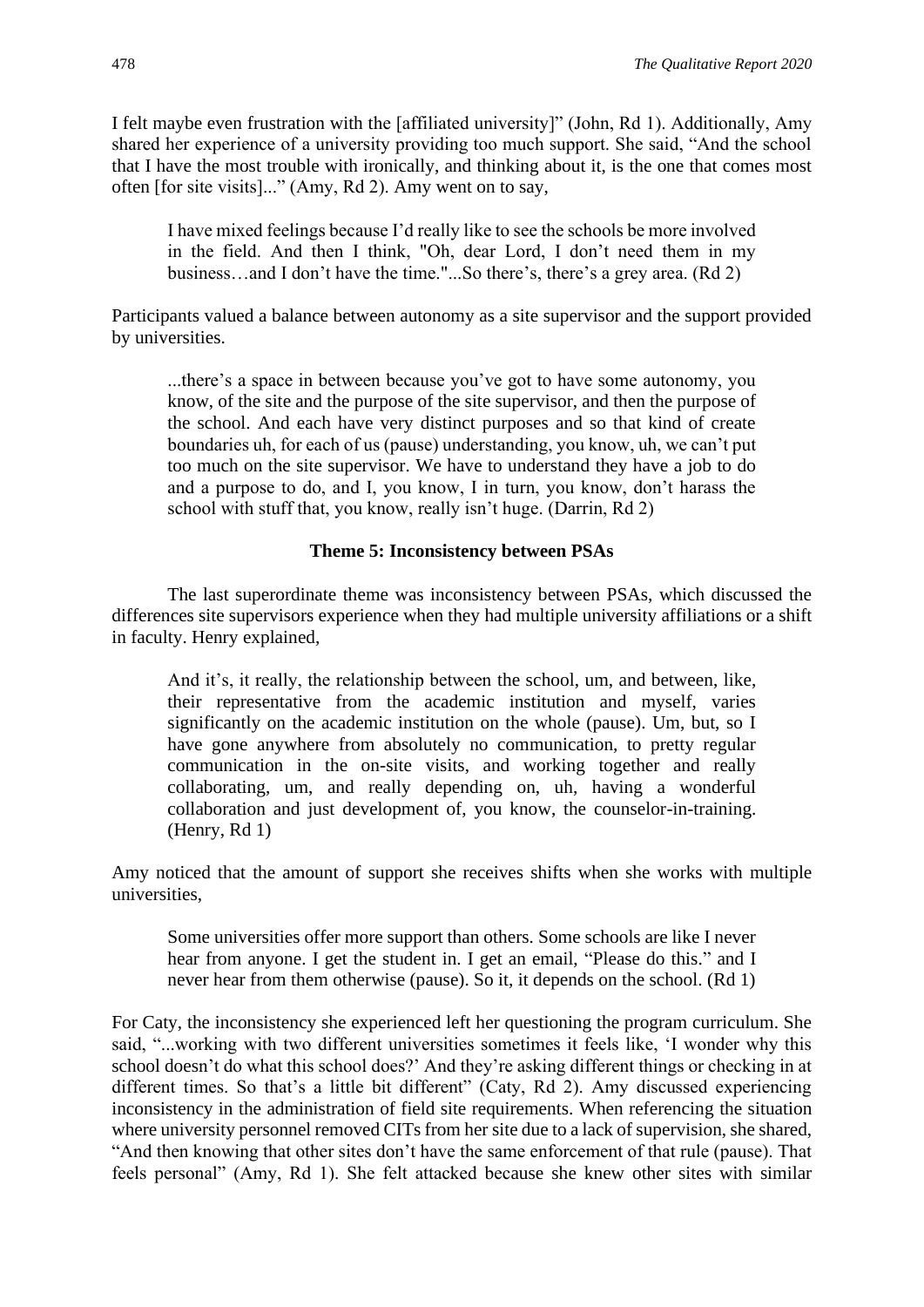I felt maybe even frustration with the [affiliated university]" (John, Rd 1). Additionally, Amy shared her experience of a university providing too much support. She said, "And the school that I have the most trouble with ironically, and thinking about it, is the one that comes most often [for site visits]..." (Amy, Rd 2). Amy went on to say,

> I have mixed feelings because I'd really like to see the schools be more involved in the field. And then I think, "Oh, dear Lord, I don't need them in my business…and I don't have the time."...So there's, there's a grey area. (Rd 2)

Participants valued a balance between autonomy as a site supervisor and the support provided by universities.

> ...there's a space in between because you've got to have some autonomy, you know, of the site and the purpose of the site supervisor, and then the purpose of the school. And each have very distinct purposes and so that kind of create boundaries uh, for each of us (pause) understanding, you know, uh, we can't put too much on the site supervisor. We have to understand they have a job to do and a purpose to do, and I, you know, I in turn, you know, don't harass the school with stuff that, you know, really isn't huge. (Darrin, Rd 2)

**Theme 5: Inconsistency between PSAs**

The last superordinate theme was inconsistency between PSAs, which discussed the differences site supervisors experience when they had multiple university affiliations or a shift in faculty. Henry explained,

> And it's, it really, the relationship between the school, um, and between, like, their representative from the academic institution and myself, varies significantly on the academic institution on the whole (pause). Um, but, so I have gone anywhere from absolutely no communication, to pretty regular communication in the on-site visits, and working together and really collaborating, um, and really depending on, uh, having a wonderful collaboration and just development of, you know, the counselor-in-training. (Henry, Rd 1)

Amy noticed that the amount of support she receives shifts when she works with multiple universities,

> Some universities offer more support than others. Some schools are like I never hear from anyone. I get the student in. I get an email, "Please do this." and I never hear from them otherwise (pause). So it, it depends on the school. (Rd 1)

For Caty, the inconsistency she experienced left her questioning the program curriculum. She said, "...working with two different universities sometimes it feels like, 'I wonder why this school doesn't do what this school does?' And they're asking different things or checking in at different times. So that's a little bit different" (Caty, Rd 2). Amy discussed experiencing inconsistency in the administration of field site requirements. When referencing the situation where university personnel removed CITs from her site due to a lack of supervision, she shared, "And then knowing that other sites don't have the same enforcement of that rule (pause). That feels personal" (Amy, Rd 1). She felt attacked because she knew other sites with similar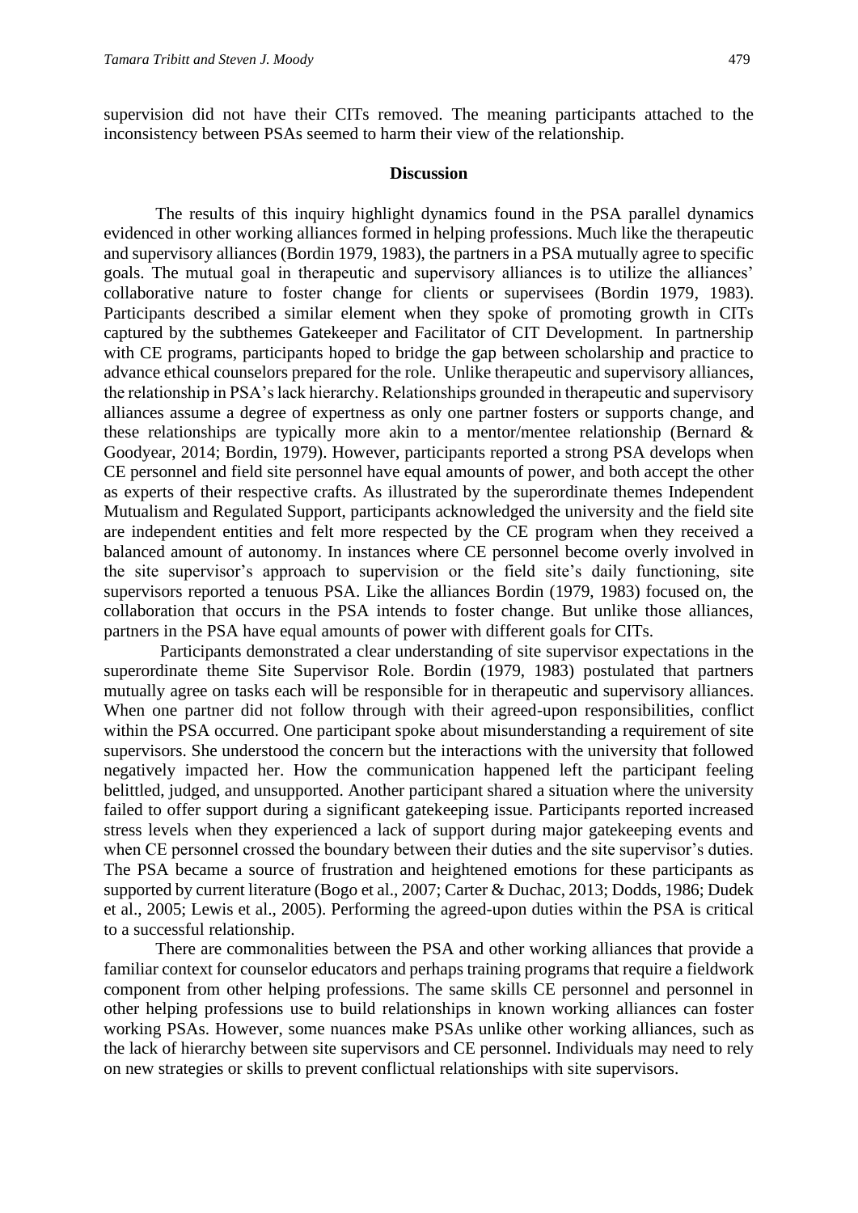supervision did not have their CITs removed. The meaning participants attached to the inconsistency between PSAs seemed to harm their view of the relationship.

## Discussion

The results of this inquiry highlight dynamics found in the PSA parallel dynamics evidenced in other working alliances formed in helping professions. Much like the therapeutic and supervisory alliances (Bordin 1979, 1983), the partners in a PSA mutually agree to specific goals. The mutual goal in therapeutic and supervisory alliances is to utilize the alliances' collaborative nature to foster change for clients or supervisees (Bordin 1979, 1983). Participants described a similar element when they spoke of promoting growth in CITs captured by the subthemes Gatekeeper and Facilitator of CIT Development. In partnership with CE programs, participants hoped to bridge the gap between scholarship and practice to advance ethical counselors prepared for the role. Unlike therapeutic and supervisory alliances, the relationship in PSA's lack hierarchy. Relationships grounded in therapeutic and supervisory alliances assume a degree of expertness as only one partner fosters or supports change, and these relationships are typically more akin to a mentor/mentee relationship (Bernard & Goodyear, 2014; Bordin, 1979). However, participants reported a strong PSA develops when CE personnel and field site personnel have equal amounts of power, and both accept the other as experts of their respective crafts. As illustrated by the superordinate themes Independent Mutualism and Regulated Support, participants acknowledged the university and the field site are independent entities and felt more respected by the CE program when they received a balanced amount of autonomy. In instances where CE personnel become overly involved in the site supervisor's approach to supervision or the field site's daily functioning, site supervisors reported a tenuous PSA. Like the alliances Bordin (1979, 1983) focused on, the collaboration that occurs in the PSA intends to foster change. But unlike those alliances, partners in the PSA have equal amounts of power with different goals for CITs.

Participants demonstrated a clear understanding of site supervisor expectations in the superordinate theme Site Supervisor Role. Bordin (1979, 1983) postulated that partners mutually agree on tasks each will be responsible for in therapeutic and supervisory alliances. When one partner did not follow through with their agreed-upon responsibilities, conflict within the PSA occurred. One participant spoke about misunderstanding a requirement of site supervisors. She understood the concern but the interactions with the university that followed negatively impacted her. How the communication happened left the participant feeling belittled, judged, and unsupported. Another participant shared a situation where the university failed to offer support during a significant gatekeeping issue. Participants reported increased stress levels when they experienced a lack of support during major gatekeeping events and when CE personnel crossed the boundary between their duties and the site supervisor's duties. The PSA became a source of frustration and heightened emotions for these participants as supported by current literature (Bogo et al., 2007; Carter & Duchac, 2013; Dodds, 1986; Dudek et al., 2005; Lewis et al., 2005). Performing the agreed-upon duties within the PSA is critical to a successful relationship.

There are commonalities between the PSA and other working alliances that provide a familiar context for counselor educators and perhaps training programs that require a fieldwork component from other helping professions. The same skills CE personnel and personnel in other helping professions use to build relationships in known working alliances can foster working PSAs. However, some nuances make PSAs unlike other working alliances, such as the lack of hierarchy between site supervisors and CE personnel. Individuals may need to rely on new strategies or skills to prevent conflictual relationships with site supervisors.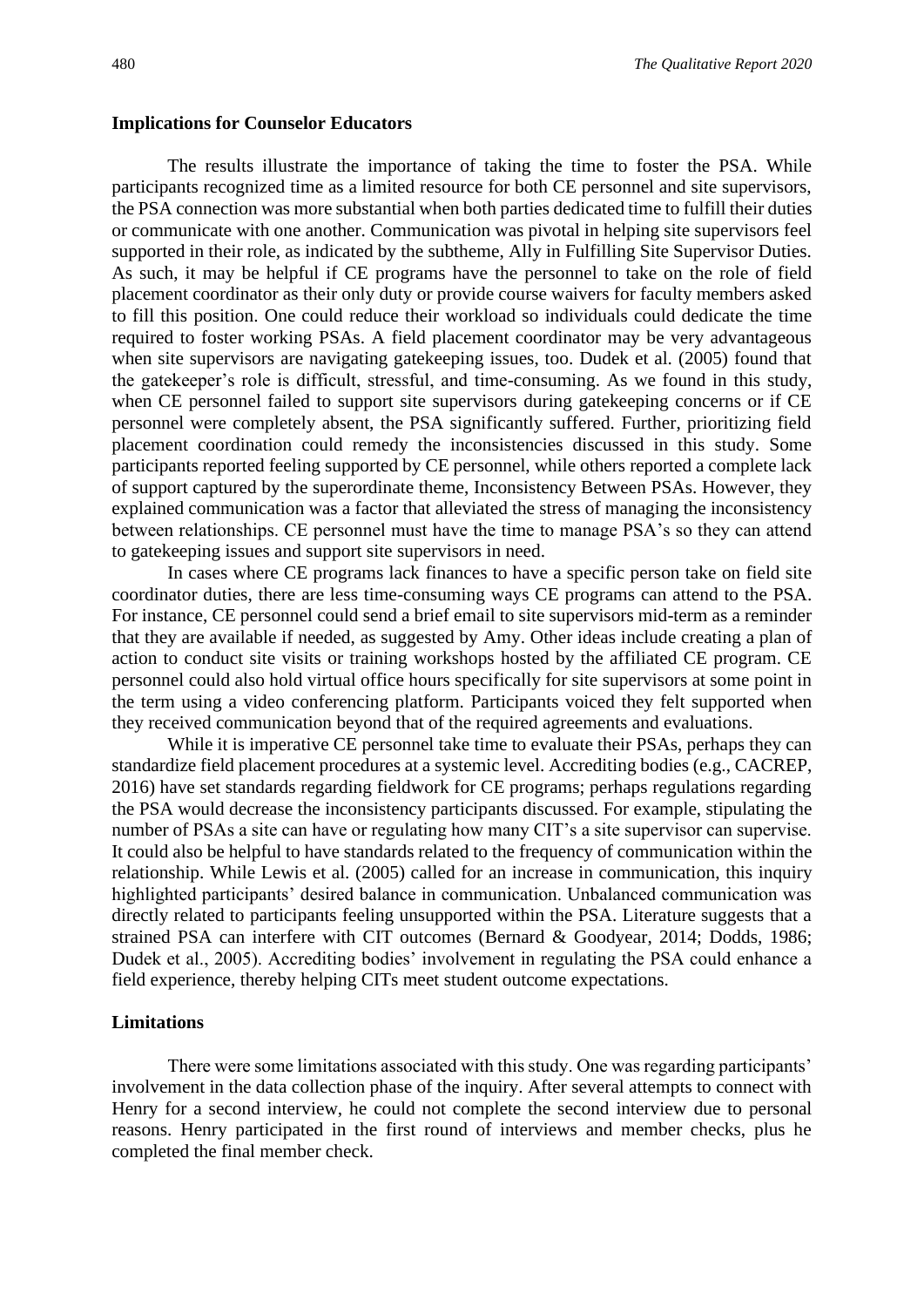### Implications for Counselor Educators

The results illustrate the importance of taking the time to foster the PSA. While participants recognized time as a limited resource for both CE personnel and site supervisors, the PSA connection was more substantial when both parties dedicated time to fulfill their duties or communicate with one another. Communication was pivotal in helping site supervisors feel supported in their role, as indicated by the subtheme, Ally in Fulfilling Site Supervisor Duties. As such, it may be helpful if CE programs have the personnel to take on the role of field placement coordinator as their only duty or provide course waivers for faculty members asked to fill this position. One could reduce their workload so individuals could dedicate the time required to foster working PSAs. A field placement coordinator may be very advantageous when site supervisors are navigating gatekeeping issues, too. Dudek et al. (2005) found that the gatekeeper's role is difficult, stressful, and time-consuming. As we found in this study, when CE personnel failed to support site supervisors during gatekeeping concerns or if CE personnel were completely absent, the PSA significantly suffered. Further, prioritizing field placement coordination could remedy the inconsistencies discussed in this study. Some participants reported feeling supported by CE personnel, while others reported a complete lack of support captured by the superordinate theme, Inconsistency Between PSAs. However, they explained communication was a factor that alleviated the stress of managing the inconsistency between relationships. CE personnel must have the time to manage PSA's so they can attend to gatekeeping issues and support site supervisors in need.

In cases where CE programs lack finances to have a specific person take on field site coordinator duties, there are less time-consuming ways CE programs can attend to the PSA. For instance, CE personnel could send a brief email to site supervisors mid-term as a reminder that they are available if needed, as suggested by Amy. Other ideas include creating a plan of action to conduct site visits or training workshops hosted by the affiliated CE program. CE personnel could also hold virtual office hours specifically for site supervisors at some point in the term using a video conferencing platform. Participants voiced they felt supported when they received communication beyond that of the required agreements and evaluations.

While it is imperative CE personnel take time to evaluate their PSAs, perhaps they can standardize field placement procedures at a systemic level. Accrediting bodies (e.g., CACREP, 2016) have set standards regarding fieldwork for CE programs; perhaps regulations regarding the PSA would decrease the inconsistency participants discussed. For example, stipulating the number of PSAs a site can have or regulating how many CIT's a site supervisor can supervise. It could also be helpful to have standards related to the frequency of communication within the relationship. While Lewis et al. (2005) called for an increase in communication, this inquiry highlighted participants' desired balance in communication. Unbalanced communication was directly related to participants feeling unsupported within the PSA. Literature suggests that a strained PSA can interfere with CIT outcomes (Bernard & Goodyear, 2014; Dodds, 1986; Dudek et al., 2005). Accrediting bodies' involvement in regulating the PSA could enhance a field experience, thereby helping CITs meet student outcome expectations.

### Limitations

There were some limitations associated with this study. One was regarding participants' involvement in the data collection phase of the inquiry. After several attempts to connect with Henry for a second interview, he could not complete the second interview due to personal reasons. Henry participated in the first round of interviews and member checks, plus he completed the final member check.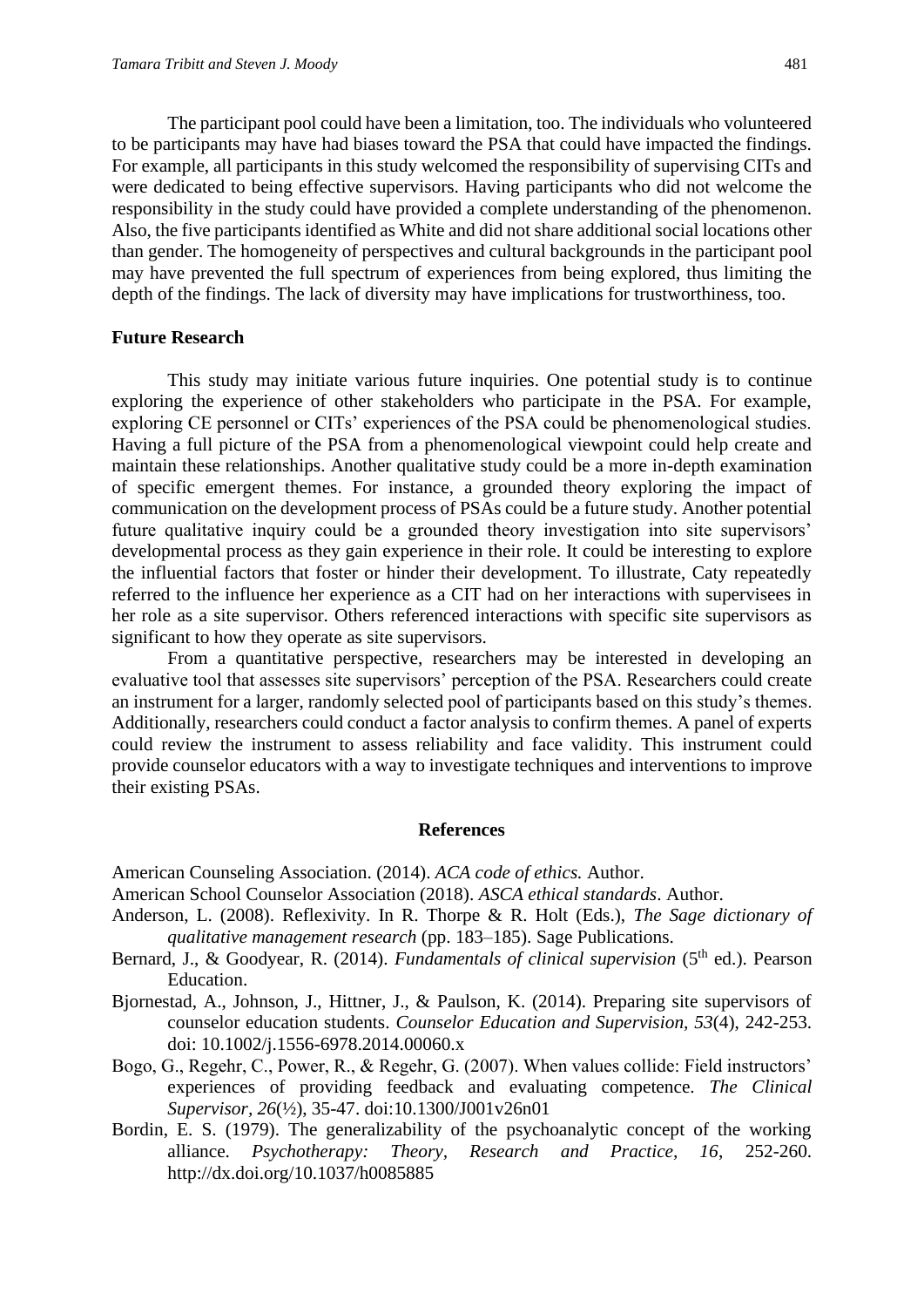The participant pool could have been a limitation, too. The individuals who volunteered to be participants may have had biases toward the PSA that could have impacted the findings. For example, all participants in this study welcomed the responsibility of supervising CITs and were dedicated to being effective supervisors. Having participants who did not welcome the responsibility in the study could have provided a complete understanding of the phenomenon. Also, the five participants identified as White and did not share additional social locations other than gender. The homogeneity of perspectives and cultural backgrounds in the participant pool may have prevented the full spectrum of experiences from being explored, thus limiting the depth of the findings. The lack of diversity may have implications for trustworthiness, too.

### Future Research

This study may initiate various future inquiries. One potential study is to continue exploring the experience of other stakeholders who participate in the PSA. For example, exploring CE personnel or CITs' experiences of the PSA could be phenomenological studies. Having a full picture of the PSA from a phenomenological viewpoint could help create and maintain these relationships. Another qualitative study could be a more in-depth examination of specific emergent themes. For instance, a grounded theory exploring the impact of communication on the development process of PSAs could be a future study. Another potential future qualitative inquiry could be a grounded theory investigation into site supervisors' developmental process as they gain experience in their role. It could be interesting to explore the influential factors that foster or hinder their development. To illustrate, Caty repeatedly referred to the influence her experience as a CIT had on her interactions with supervisees in her role as a site supervisor. Others referenced interactions with specific site supervisors as significant to how they operate as site supervisors.

From a quantitative perspective, researchers may be interested in developing an evaluative tool that assesses site supervisors' perception of the PSA. Researchers could create an instrument for a larger, randomly selected pool of participants based on this study's themes. Additionally, researchers could conduct a factor analysis to confirm themes. A panel of experts could review the instrument to assess reliability and face validity. This instrument could provide counselor educators with a way to investigate techniques and interventions to improve their existing PSAs.

## References

American Counseling Association. (2014). *ACA code of ethics.* Author.

American School Counselor Association (2018). *ASCA ethical standards*. Author.

Anderson, L. (2008). Reflexivity. In R. Thorpe & R. Holt (Eds.), *The Sage dictionary of qualitative management research* (pp. 183–185). Sage Publications.

Bernard, J., & Goodyear, R. (2014). *Fundamentals of clinical supervision* (5th ed.). Pearson Education.

Bjornestad, A., Johnson, J., Hittner, J., & Paulson, K. (2014). Preparing site supervisors of counselor education students. *Counselor Education and Supervision, 53*(4), 242-253. doi: 10.1002/j.1556-6978.2014.00060.x

Bogo, G., Regehr, C., Power, R., & Regehr, G. (2007). When values collide: Field instructors' experiences of providing feedback and evaluating competence. *The Clinical Supervisor, 26*(½), 35-47. doi:10.1300/J001v26n01

Bordin, E. S. (1979). The generalizability of the psychoanalytic concept of the working alliance. *Psychotherapy: Theory, Research and Practice, 16*, 252-260. http://dx.doi.org/10.1037/h0085885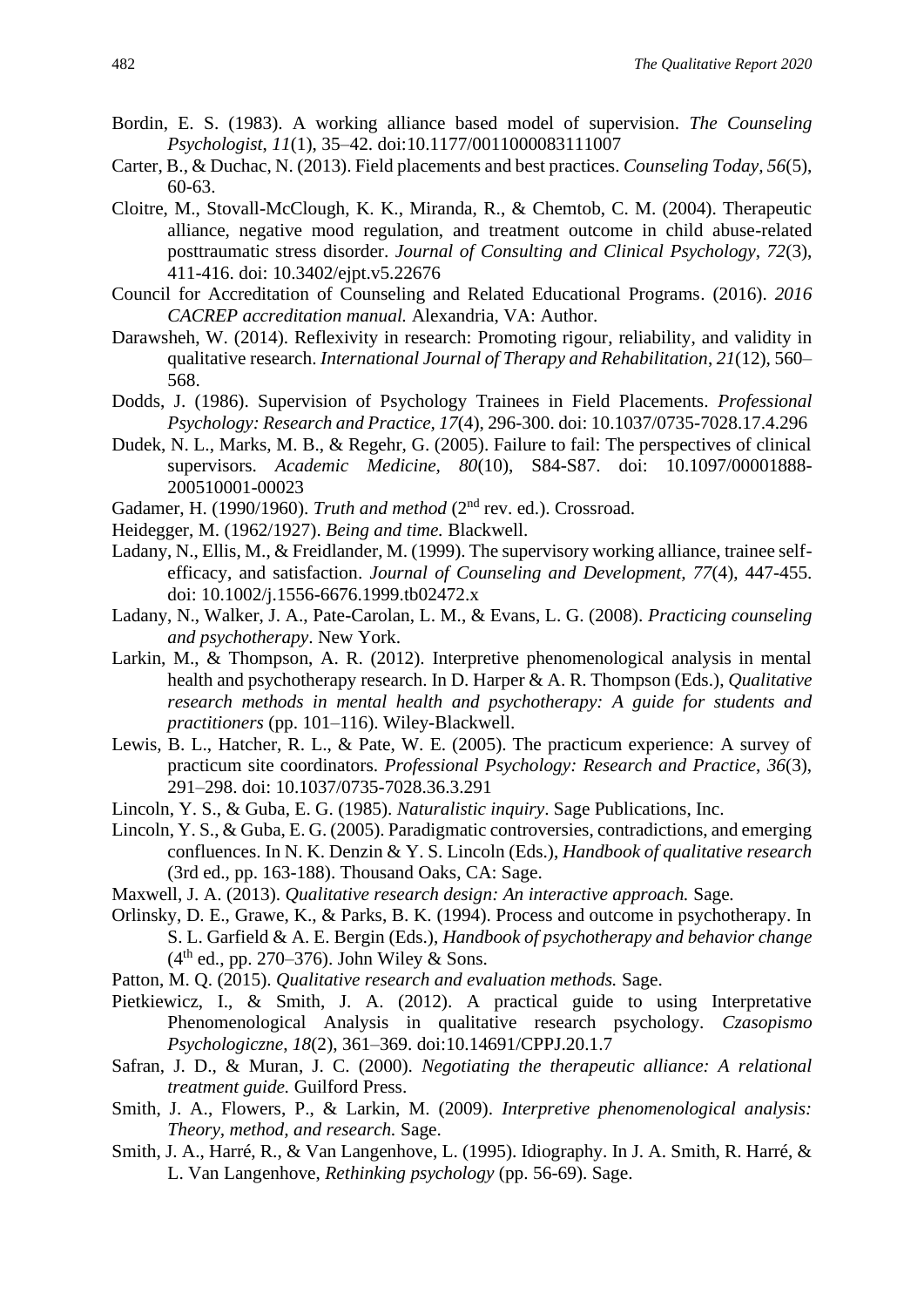Bordin, E. S. (1983). A working alliance based model of supervision. *The Counseling Psychologist*, *11*(1), 35–42. doi:10.1177/0011000083111007

Carter, B., & Duchac, N. (2013). Field placements and best practices. *Counseling Today, 56*(5), 60-63.

Cloitre, M., Stovall-McClough, K. K., Miranda, R., & Chemtob, C. M. (2004). Therapeutic alliance, negative mood regulation, and treatment outcome in child abuse-related posttraumatic stress disorder. *Journal of Consulting and Clinical Psychology, 72*(3), 411-416. doi: 10.3402/ejpt.v5.22676

Council for Accreditation of Counseling and Related Educational Programs. (2016). *2016 CACREP accreditation manual.* Alexandria, VA: Author.

Darawsheh, W. (2014). Reflexivity in research: Promoting rigour, reliability, and validity in qualitative research. *International Journal of Therapy and Rehabilitation*, *21*(12), 560–568.

Dodds, J. (1986). Supervision of Psychology Trainees in Field Placements. *Professional Psychology: Research and Practice, 17*(4), 296-300. doi: 10.1037/0735-7028.17.4.296

Dudek, N. L., Marks, M. B., & Regehr, G. (2005). Failure to fail: The perspectives of clinical supervisors. *Academic Medicine, 80*(10), S84-S87. doi: 10.1097/00001888-200510001-00023

Gadamer, H. (1990/1960). *Truth and method* (2nd rev. ed.). Crossroad.

Heidegger, M. (1962/1927). *Being and time.* Blackwell.

Ladany, N., Ellis, M., & Freidlander, M. (1999). The supervisory working alliance, trainee self-efficacy, and satisfaction. *Journal of Counseling and Development, 77*(4), 447-455. doi: 10.1002/j.1556-6676.1999.tb02472.x

Ladany, N., Walker, J. A., Pate-Carolan, L. M., & Evans, L. G. (2008). *Practicing counseling and psychotherapy*. New York.

Larkin, M., & Thompson, A. R. (2012). Interpretive phenomenological analysis in mental health and psychotherapy research. In D. Harper & A. R. Thompson (Eds.), *Qualitative research methods in mental health and psychotherapy: A guide for students and practitioners* (pp. 101–116). Wiley-Blackwell.

Lewis, B. L., Hatcher, R. L., & Pate, W. E. (2005). The practicum experience: A survey of practicum site coordinators. *Professional Psychology: Research and Practice*, *36*(3), 291–298. doi: 10.1037/0735-7028.36.3.291

Lincoln, Y. S., & Guba, E. G. (1985). *Naturalistic inquiry*. Sage Publications, Inc.

Lincoln, Y. S., & Guba, E. G. (2005). Paradigmatic controversies, contradictions, and emerging confluences. In N. K. Denzin & Y. S. Lincoln (Eds.), *Handbook of qualitative research* (3rd ed., pp. 163-188). Thousand Oaks, CA: Sage.

Maxwell, J. A. (2013). *Qualitative research design: An interactive approach.* Sage.

Orlinsky, D. E., Grawe, K., & Parks, B. K. (1994). Process and outcome in psychotherapy. In S. L. Garfield & A. E. Bergin (Eds.), *Handbook of psychotherapy and behavior change* (4th ed., pp. 270–376). John Wiley & Sons.

Patton, M. Q. (2015). *Qualitative research and evaluation methods.* Sage.

Pietkiewicz, I., & Smith, J. A. (2012). A practical guide to using Interpretative Phenomenological Analysis in qualitative research psychology. *Czasopismo Psychologiczne*, *18*(2), 361–369. doi:10.14691/CPPJ.20.1.7

Safran, J. D., & Muran, J. C. (2000). *Negotiating the therapeutic alliance: A relational treatment guide.* Guilford Press.

Smith, J. A., Flowers, P., & Larkin, M. (2009). *Interpretive phenomenological analysis: Theory, method, and research.* Sage.

Smith, J. A., Harré, R., & Van Langenhove, L. (1995). Idiography. In J. A. Smith, R. Harré, & L. Van Langenhove, *Rethinking psychology* (pp. 56-69). Sage.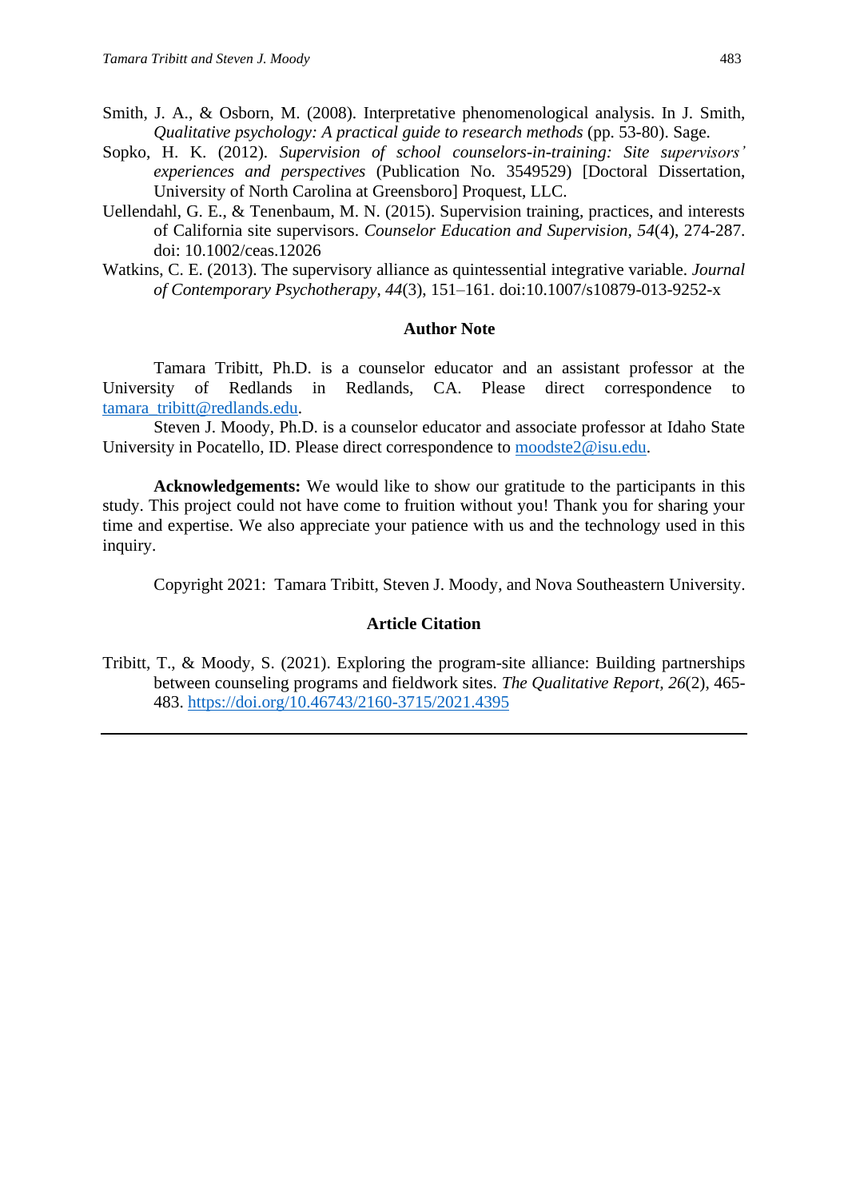Smith, J. A., & Osborn, M. (2008). Interpretative phenomenological analysis. In J. Smith, *Qualitative psychology: A practical guide to research methods* (pp. 53-80). Sage.

Sopko, H. K. (2012). *Supervision of school counselors-in-training: Site supervisors' experiences and perspectives* (Publication No. 3549529) [Doctoral Dissertation, University of North Carolina at Greensboro] Proquest, LLC.

Uellendahl, G. E., & Tenenbaum, M. N. (2015). Supervision training, practices, and interests of California site supervisors. *Counselor Education and Supervision, 54*(4), 274-287. doi: 10.1002/ceas.12026

Watkins, C. E. (2013). The supervisory alliance as quintessential integrative variable. *Journal of Contemporary Psychotherapy*, *44*(3), 151–161. doi:10.1007/s10879-013-9252-x

## Author Note

Tamara Tribitt, Ph.D. is a counselor educator and an assistant professor at the University of Redlands in Redlands, CA. Please direct correspondence to tamara_tribitt@redlands.edu.

Steven J. Moody, Ph.D. is a counselor educator and associate professor at Idaho State University in Pocatello, ID. Please direct correspondence to moodste2@isu.edu.

**Acknowledgements:** We would like to show our gratitude to the participants in this study. This project could not have come to fruition without you! Thank you for sharing your time and expertise. We also appreciate your patience with us and the technology used in this inquiry.

Copyright 2021: Tamara Tribitt, Steven J. Moody, and Nova Southeastern University.

## Article Citation

Tribitt, T., & Moody, S. (2021). Exploring the program-site alliance: Building partnerships between counseling programs and fieldwork sites. *The Qualitative Report*, *26*(2), 465-483. https://doi.org/10.46743/2160-3715/2021.4395